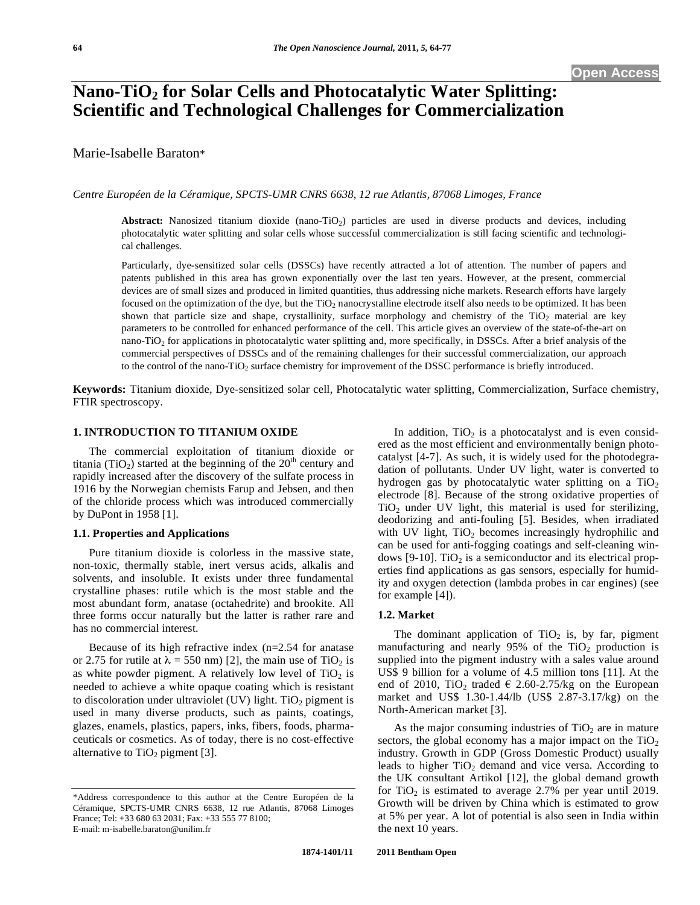# Nano-$TiO_2$ for Solar Cells and Photocatalytic Water Splitting: Scientific and Technological Challenges for Commercialization

Marie-Isabelle Baraton*

*Centre Européen de la Céramique, SPCTS-UMR CNRS 6638, 12 rue Atlantis, 87068 Limoges, France*

**Abstract:** Nanosized titanium dioxide (nano-$TiO_2$) particles are used in diverse products and devices, including photocatalytic water splitting and solar cells whose successful commercialization is still facing scientific and technological challenges.

Particularly, dye-sensitized solar cells (DSSCs) have recently attracted a lot of attention. The number of papers and patents published in this area has grown exponentially over the last ten years. However, at the present, commercial devices are of small sizes and produced in limited quantities, thus addressing niche markets. Research efforts have largely focused on the optimization of the dye, but the $TiO_2$ nanocrystalline electrode itself also needs to be optimized. It has been shown that particle size and shape, crystallinity, surface morphology and chemistry of the $TiO_2$ material are key parameters to be controlled for enhanced performance of the cell. This article gives an overview of the state-of-the-art on nano-$TiO_2$ for applications in photocatalytic water splitting and, more specifically, in DSSCs. After a brief analysis of the commercial perspectives of DSSCs and of the remaining challenges for their successful commercialization, our approach to the control of the nano-$TiO_2$ surface chemistry for improvement of the DSSC performance is briefly introduced.

**Keywords:** Titanium dioxide, Dye-sensitized solar cell, Photocatalytic water splitting, Commercialization, Surface chemistry, FTIR spectroscopy.

## 1. INTRODUCTION TO TITANIUM OXIDE

The commercial exploitation of titanium dioxide or titania ($TiO_2$) started at the beginning of the 20th century and rapidly increased after the discovery of the sulfate process in 1916 by the Norwegian chemists Farup and Jebsen, and then of the chloride process which was introduced commercially by DuPont in 1958 [1].

### 1.1. Properties and Applications

Pure titanium dioxide is colorless in the massive state, non-toxic, thermally stable, inert versus acids, alkalis and solvents, and insoluble. It exists under three fundamental crystalline phases: rutile which is the most stable and the most abundant form, anatase (octahedrite) and brookite. All three forms occur naturally but the latter is rather rare and has no commercial interest.

Because of its high refractive index (n=2.54 for anatase or 2.75 for rutile at $\lambda$ = 550 nm) [2], the main use of $TiO_2$ is as white powder pigment. A relatively low level of $TiO_2$ is needed to achieve a white opaque coating which is resistant to discoloration under ultraviolet (UV) light. $TiO_2$ pigment is used in many diverse products, such as paints, coatings, glazes, enamels, plastics, papers, inks, fibers, foods, pharmaceuticals or cosmetics. As of today, there is no cost-effective alternative to $TiO_2$ pigment [3].

In addition, $TiO_2$ is a photocatalyst and is even considered as the most efficient and environmentally benign photocatalyst [4-7]. As such, it is widely used for the photodegradation of pollutants. Under UV light, water is converted to hydrogen gas by photocatalytic water splitting on a $TiO_2$ electrode [8]. Because of the strong oxidative properties of $TiO_2$ under UV light, this material is used for sterilizing, deodorizing and anti-fouling [5]. Besides, when irradiated with UV light, $TiO_2$ becomes increasingly hydrophilic and can be used for anti-fogging coatings and self-cleaning windows [9-10]. $TiO_2$ is a semiconductor and its electrical properties find applications as gas sensors, especially for humidity and oxygen detection (lambda probes in car engines) (see for example [4]).

### 1.2. Market

The dominant application of $TiO_2$ is, by far, pigment manufacturing and nearly 95% of the $TiO_2$ production is supplied into the pigment industry with a sales value around US$ 9 billion for a volume of 4.5 million tons [11]. At the end of 2010, $TiO_2$ traded € 2.60-2.75/kg on the European market and US$ 1.30-1.44/lb (US$ 2.87-3.17/kg) on the North-American market [3].

As the major consuming industries of $TiO_2$ are in mature sectors, the global economy has a major impact on the $TiO_2$ industry. Growth in GDP (Gross Domestic Product) usually leads to higher $TiO_2$ demand and vice versa. According to the UK consultant Artikol [12], the global demand growth for $TiO_2$ is estimated to average 2.7% per year until 2019. Growth will be driven by China which is estimated to grow at 5% per year. A lot of potential is also seen in India within the next 10 years.

*Address correspondence to this author at the Centre Européen de la Céramique, SPCTS-UMR CNRS 6638, 12 rue Atlantis, 87068 Limoges France; Tel: +33 680 63 2031; Fax: +33 555 77 8100; E-mail: m-isabelle.baraton@unilim.fr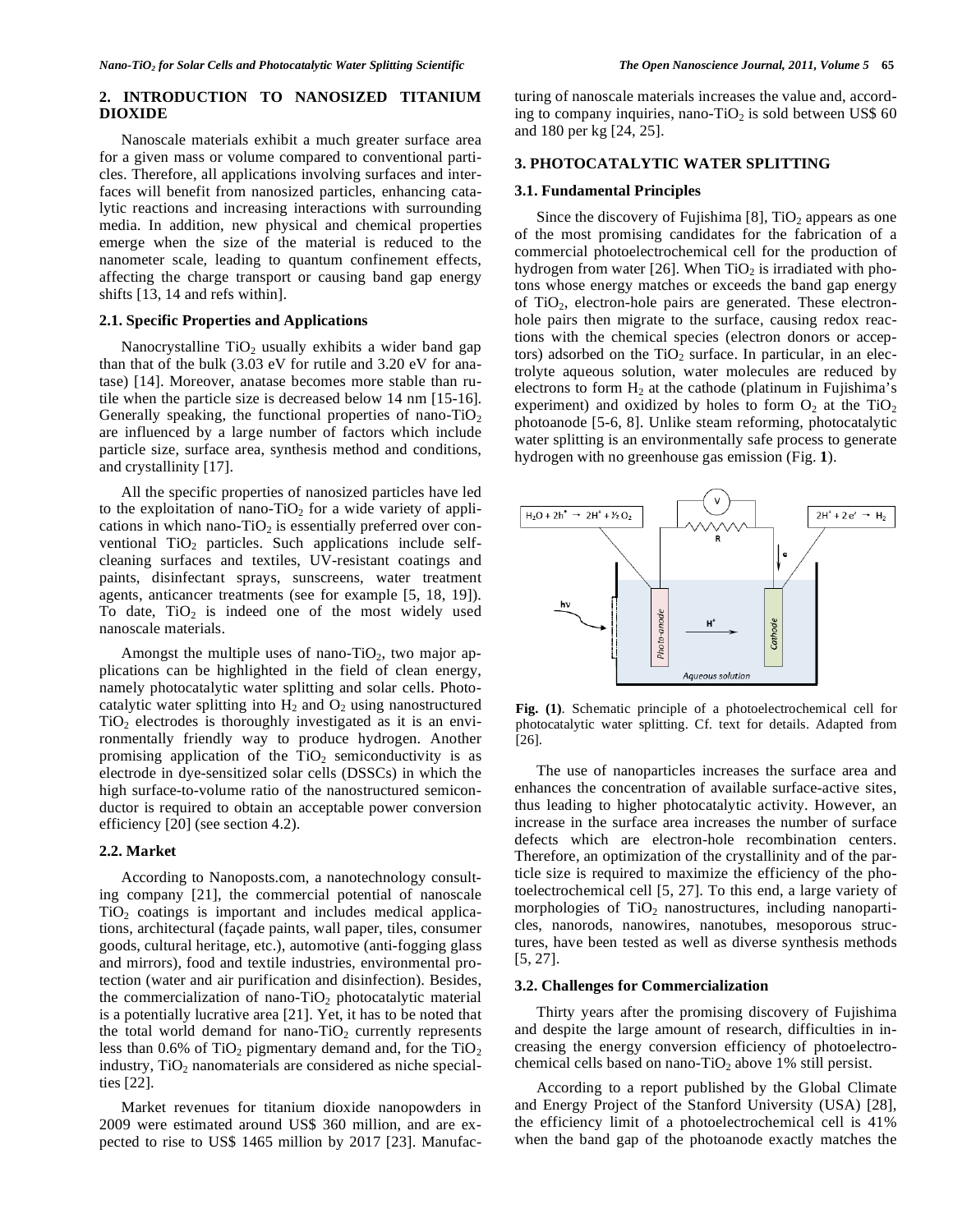## 2. INTRODUCTION TO NANOSIZED TITANIUM DIOXIDE

Nanoscale materials exhibit a much greater surface area for a given mass or volume compared to conventional particles. Therefore, all applications involving surfaces and interfaces will benefit from nanosized particles, enhancing catalytic reactions and increasing interactions with surrounding media. In addition, new physical and chemical properties emerge when the size of the material is reduced to the nanometer scale, leading to quantum confinement effects, affecting the charge transport or causing band gap energy shifts [13, 14 and refs within].

### 2.1. Specific Properties and Applications

Nanocrystalline $TiO_2$ usually exhibits a wider band gap than that of the bulk (3.03 eV for rutile and 3.20 eV for anatase) [14]. Moreover, anatase becomes more stable than rutile when the particle size is decreased below 14 nm [15-16]. Generally speaking, the functional properties of nano-$TiO_2$ are influenced by a large number of factors which include particle size, surface area, synthesis method and conditions, and crystallinity [17].

All the specific properties of nanosized particles have led to the exploitation of nano-$TiO_2$ for a wide variety of applications in which nano-$TiO_2$ is essentially preferred over conventional $TiO_2$ particles. Such applications include self-cleaning surfaces and textiles, UV-resistant coatings and paints, disinfectant sprays, sunscreens, water treatment agents, anticancer treatments (see for example [5, 18, 19]). To date, $TiO_2$ is indeed one of the most widely used nanoscale materials.

Amongst the multiple uses of nano-$TiO_2$, two major applications can be highlighted in the field of clean energy, namely photocatalytic water splitting and solar cells. Photocatalytic water splitting into $H_2$ and $O_2$ using nanostructured $TiO_2$ electrodes is thoroughly investigated as it is an environmentally friendly way to produce hydrogen. Another promising application of the $TiO_2$ semiconductivity is as electrode in dye-sensitized solar cells (DSSCs) in which the high surface-to-volume ratio of the nanostructured semiconductor is required to obtain an acceptable power conversion efficiency [20] (see section 4.2).

### 2.2. Market

According to Nanoposts.com, a nanotechnology consulting company [21], the commercial potential of nanoscale $TiO_2$ coatings is important and includes medical applications, architectural (façade paints, wall paper, tiles, consumer goods, cultural heritage, etc.), automotive (anti-fogging glass and mirrors), food and textile industries, environmental protection (water and air purification and disinfection). Besides, the commercialization of nano-$TiO_2$ photocatalytic material is a potentially lucrative area [21]. Yet, it has to be noted that the total world demand for nano-$TiO_2$ currently represents less than 0.6% of $TiO_2$ pigmentary demand and, for the $TiO_2$ industry, $TiO_2$ nanomaterials are considered as niche specialties [22].

Market revenues for titanium dioxide nanopowders in 2009 were estimated around US$ 360 million, and are expected to rise to US$ 1465 million by 2017 [23]. Manufacturing of nanoscale materials increases the value and, according to company inquiries, nano-$TiO_2$ is sold between US$ 60 and 180 per kg [24, 25].

## 3. PHOTOCATALYTIC WATER SPLITTING

### 3.1. Fundamental Principles

Since the discovery of Fujishima [8], $TiO_2$ appears as one of the most promising candidates for the fabrication of a commercial photoelectrochemical cell for the production of hydrogen from water [26]. When $TiO_2$ is irradiated with photons whose energy matches or exceeds the band gap energy of $TiO_2$, electron-hole pairs are generated. These electron-hole pairs then migrate to the surface, causing redox reactions with the chemical species (electron donors or acceptors) adsorbed on the $TiO_2$ surface. In particular, in an electrolyte aqueous solution, water molecules are reduced by electrons to form $H_2$ at the cathode (platinum in Fujishima's experiment) and oxidized by holes to form $O_2$ at the $TiO_2$ photoanode [5-6, 8]. Unlike steam reforming, photocatalytic water splitting is an environmentally safe process to generate hydrogen with no greenhouse gas emission (Fig. **1**).

**Fig. (1)**. Schematic principle of a photoelectrochemical cell for photocatalytic water splitting. Cf. text for details. Adapted from [26].

The use of nanoparticles increases the surface area and enhances the concentration of available surface-active sites, thus leading to higher photocatalytic activity. However, an increase in the surface area increases the number of surface defects which are electron-hole recombination centers. Therefore, an optimization of the crystallinity and of the particle size is required to maximize the efficiency of the photoelectrochemical cell [5, 27]. To this end, a large variety of morphologies of $TiO_2$ nanostructures, including nanoparticles, nanorods, nanowires, nanotubes, mesoporous structures, have been tested as well as diverse synthesis methods [5, 27].

### 3.2. Challenges for Commercialization

Thirty years after the promising discovery of Fujishima and despite the large amount of research, difficulties in increasing the energy conversion efficiency of photoelectrochemical cells based on nano-$TiO_2$ above 1% still persist.

According to a report published by the Global Climate and Energy Project of the Stanford University (USA) [28], the efficiency limit of a photoelectrochemical cell is 41% when the band gap of the photoanode exactly matches the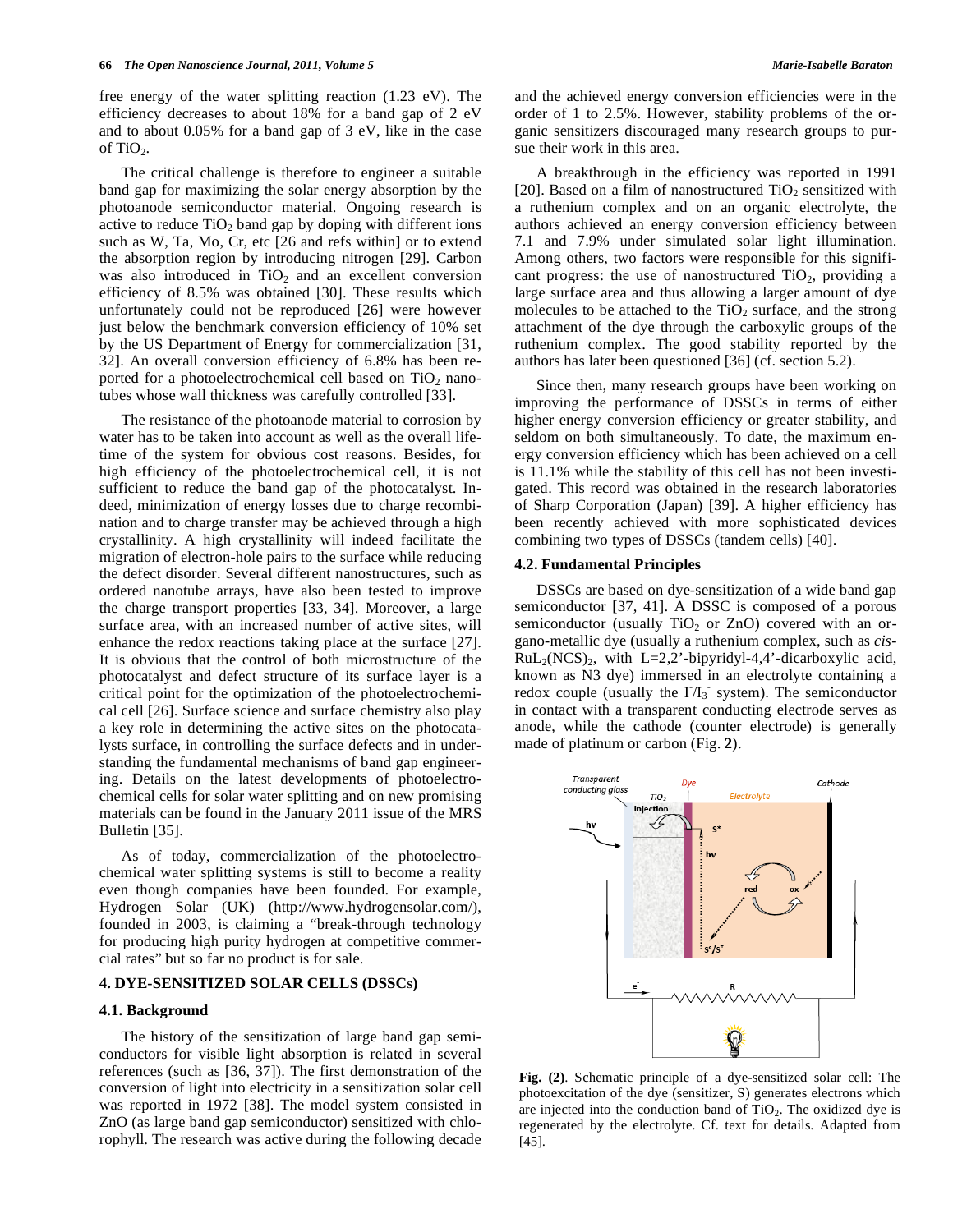free energy of the water splitting reaction (1.23 eV). The efficiency decreases to about 18% for a band gap of 2 eV and to about 0.05% for a band gap of 3 eV, like in the case of $TiO_2$.

The critical challenge is therefore to engineer a suitable band gap for maximizing the solar energy absorption by the photoanode semiconductor material. Ongoing research is active to reduce $TiO_2$ band gap by doping with different ions such as W, Ta, Mo, Cr, etc [26 and refs within] or to extend the absorption region by introducing nitrogen [29]. Carbon was also introduced in $TiO_2$ and an excellent conversion efficiency of 8.5% was obtained [30]. These results which unfortunately could not be reproduced [26] were however just below the benchmark conversion efficiency of 10% set by the US Department of Energy for commercialization [31, 32]. An overall conversion efficiency of 6.8% has been reported for a photoelectrochemical cell based on $TiO_2$ nanotubes whose wall thickness was carefully controlled [33].

The resistance of the photoanode material to corrosion by water has to be taken into account as well as the overall lifetime of the system for obvious cost reasons. Besides, for high efficiency of the photoelectrochemical cell, it is not sufficient to reduce the band gap of the photocatalyst. Indeed, minimization of energy losses due to charge recombination and to charge transfer may be achieved through a high crystallinity. A high crystallinity will indeed facilitate the migration of electron-hole pairs to the surface while reducing the defect disorder. Several different nanostructures, such as ordered nanotube arrays, have also been tested to improve the charge transport properties [33, 34]. Moreover, a large surface area, with an increased number of active sites, will enhance the redox reactions taking place at the surface [27]. It is obvious that the control of both microstructure of the photocatalyst and defect structure of its surface layer is a critical point for the optimization of the photoelectrochemical cell [26]. Surface science and surface chemistry also play a key role in determining the active sites on the photocatalysts surface, in controlling the surface defects and in understanding the fundamental mechanisms of band gap engineering. Details on the latest developments of photoelectrochemical cells for solar water splitting and on new promising materials can be found in the January 2011 issue of the MRS Bulletin [35].

As of today, commercialization of the photoelectrochemical water splitting systems is still to become a reality even though companies have been founded. For example, Hydrogen Solar (UK) (http://www.hydrogensolar.com/), founded in 2003, is claiming a "break-through technology for producing high purity hydrogen at competitive commercial rates" but so far no product is for sale.

## 4. DYE-SENSITIZED SOLAR CELLS (DSSCs)

### 4.1. Background

The history of the sensitization of large band gap semiconductors for visible light absorption is related in several references (such as [36, 37]). The first demonstration of the conversion of light into electricity in a sensitization solar cell was reported in 1972 [38]. The model system consisted in ZnO (as large band gap semiconductor) sensitized with chlorophyll. The research was active during the following decade and the achieved energy conversion efficiencies were in the order of 1 to 2.5%. However, stability problems of the organic sensitizers discouraged many research groups to pursue their work in this area.

A breakthrough in the efficiency was reported in 1991 [20]. Based on a film of nanostructured $TiO_2$ sensitized with a ruthenium complex and on an organic electrolyte, the authors achieved an energy conversion efficiency between 7.1 and 7.9% under simulated solar light illumination. Among others, two factors were responsible for this significant progress: the use of nanostructured $TiO_2$, providing a large surface area and thus allowing a larger amount of dye molecules to be attached to the $TiO_2$ surface, and the strong attachment of the dye through the carboxylic groups of the ruthenium complex. The good stability reported by the authors has later been questioned [36] (cf. section 5.2).

Since then, many research groups have been working on improving the performance of DSSCs in terms of either higher energy conversion efficiency or greater stability, and seldom on both simultaneously. To date, the maximum energy conversion efficiency which has been achieved on a cell is 11.1% while the stability of this cell has not been investigated. This record was obtained in the research laboratories of Sharp Corporation (Japan) [39]. A higher efficiency has been recently achieved with more sophisticated devices combining two types of DSSCs (tandem cells) [40].

### 4.2. Fundamental Principles

DSSCs are based on dye-sensitization of a wide band gap semiconductor [37, 41]. A DSSC is composed of a porous semiconductor (usually $TiO_2$ or ZnO) covered with an organo-metallic dye (usually a ruthenium complex, such as *cis*-$RuL_2(NCS)_2$, with L=2,2'-bipyridyl-4,4'-dicarboxylic acid, known as N3 dye) immersed in an electrolyte containing a redox couple (usually the $I^-/I_3^-$ system). The semiconductor in contact with a transparent conducting electrode serves as anode, while the cathode (counter electrode) is generally made of platinum or carbon (Fig. **2**).

**Fig. (2)**. Schematic principle of a dye-sensitized solar cell: The photoexcitation of the dye (sensitizer, S) generates electrons which are injected into the conduction band of $TiO_2$. The oxidized dye is regenerated by the electrolyte. Cf. text for details. Adapted from [45].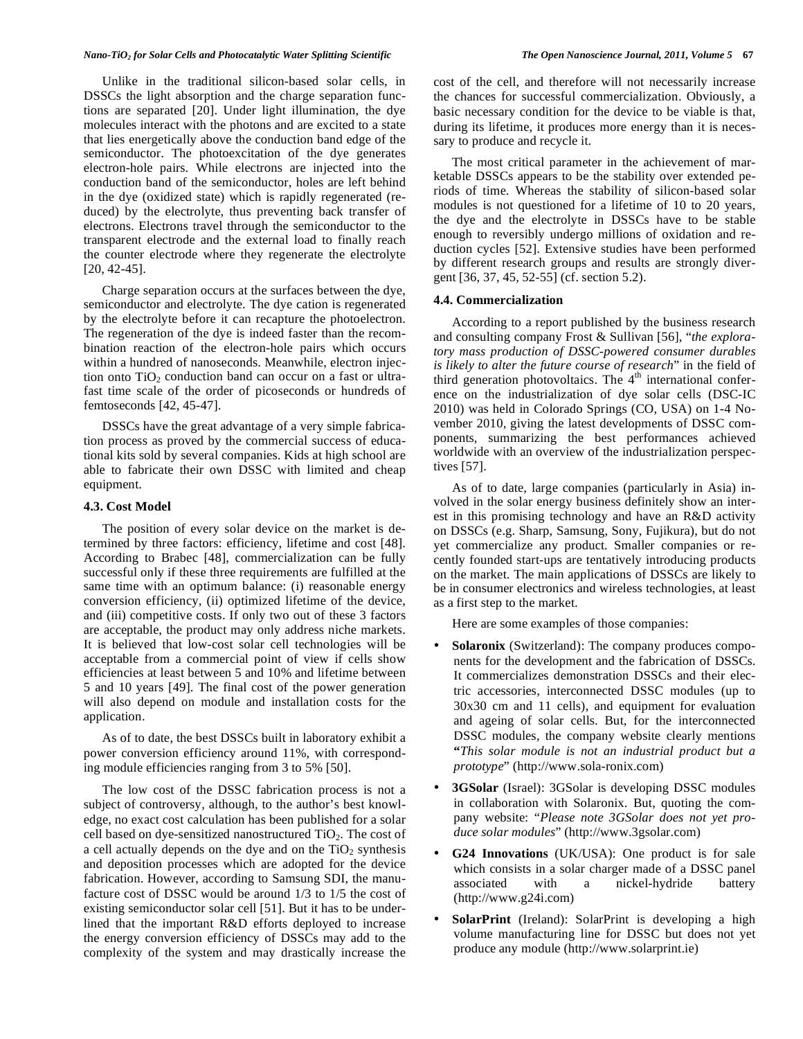Unlike in the traditional silicon-based solar cells, in DSSCs the light absorption and the charge separation functions are separated [20]. Under light illumination, the dye molecules interact with the photons and are excited to a state that lies energetically above the conduction band edge of the semiconductor. The photoexcitation of the dye generates electron-hole pairs. While electrons are injected into the conduction band of the semiconductor, holes are left behind in the dye (oxidized state) which is rapidly regenerated (reduced) by the electrolyte, thus preventing back transfer of electrons. Electrons travel through the semiconductor to the transparent electrode and the external load to finally reach the counter electrode where they regenerate the electrolyte [20, 42-45].

Charge separation occurs at the surfaces between the dye, semiconductor and electrolyte. The dye cation is regenerated by the electrolyte before it can recapture the photoelectron. The regeneration of the dye is indeed faster than the recombination reaction of the electron-hole pairs which occurs within a hundred of nanoseconds. Meanwhile, electron injection onto $TiO_2$ conduction band can occur on a fast or ultrafast time scale of the order of picoseconds or hundreds of femtoseconds [42, 45-47].

DSSCs have the great advantage of a very simple fabrication process as proved by the commercial success of educational kits sold by several companies. Kids at high school are able to fabricate their own DSSC with limited and cheap equipment.

### 4.3. Cost Model

The position of every solar device on the market is determined by three factors: efficiency, lifetime and cost [48]. According to Brabec [48], commercialization can be fully successful only if these three requirements are fulfilled at the same time with an optimum balance: (i) reasonable energy conversion efficiency, (ii) optimized lifetime of the device, and (iii) competitive costs. If only two out of these 3 factors are acceptable, the product may only address niche markets. It is believed that low-cost solar cell technologies will be acceptable from a commercial point of view if cells show efficiencies at least between 5 and 10% and lifetime between 5 and 10 years [49]. The final cost of the power generation will also depend on module and installation costs for the application.

As of to date, the best DSSCs built in laboratory exhibit a power conversion efficiency around 11%, with corresponding module efficiencies ranging from 3 to 5% [50].

The low cost of the DSSC fabrication process is not a subject of controversy, although, to the author's best knowledge, no exact cost calculation has been published for a solar cell based on dye-sensitized nanostructured $TiO_2$. The cost of a cell actually depends on the dye and on the $TiO_2$ synthesis and deposition processes which are adopted for the device fabrication. However, according to Samsung SDI, the manufacture cost of DSSC would be around 1/3 to 1/5 the cost of existing semiconductor solar cell [51]. But it has to be underlined that the important R&D efforts deployed to increase the energy conversion efficiency of DSSCs may add to the complexity of the system and may drastically increase the cost of the cell, and therefore will not necessarily increase the chances for successful commercialization. Obviously, a basic necessary condition for the device to be viable is that, during its lifetime, it produces more energy than it is necessary to produce and recycle it.

The most critical parameter in the achievement of marketable DSSCs appears to be the stability over extended periods of time. Whereas the stability of silicon-based solar modules is not questioned for a lifetime of 10 to 20 years, the dye and the electrolyte in DSSCs have to be stable enough to reversibly undergo millions of oxidation and reduction cycles [52]. Extensive studies have been performed by different research groups and results are strongly divergent [36, 37, 45, 52-55] (cf. section 5.2).

### 4.4. Commercialization

According to a report published by the business research and consulting company Frost & Sullivan [56], "*the exploratory mass production of DSSC-powered consumer durables is likely to alter the future course of research*" in the field of third generation photovoltaics. The 4th international conference on the industrialization of dye solar cells (DSC-IC 2010) was held in Colorado Springs (CO, USA) on 1-4 November 2010, giving the latest developments of DSSC components, summarizing the best performances achieved worldwide with an overview of the industrialization perspectives [57].

As of to date, large companies (particularly in Asia) involved in the solar energy business definitely show an interest in this promising technology and have an R&D activity on DSSCs (e.g. Sharp, Samsung, Sony, Fujikura), but do not yet commercialize any product. Smaller companies or recently founded start-ups are tentatively introducing products on the market. The main applications of DSSCs are likely to be in consumer electronics and wireless technologies, at least as a first step to the market.

Here are some examples of those companies:

- **Solaronix** (Switzerland): The company produces components for the development and the fabrication of DSSCs. It commercializes demonstration DSSCs and their electric accessories, interconnected DSSC modules (up to 30x30 cm and 11 cells), and equipment for evaluation and ageing of solar cells. But, for the interconnected DSSC modules, the company website clearly mentions **"***This solar module is not an industrial product but a prototype*" (http://www.sola-ronix.com)
- **3GSolar** (Israel): 3GSolar is developing DSSC modules in collaboration with Solaronix. But, quoting the company website: "*Please note 3GSolar does not yet produce solar modules*" (http://www.3gsolar.com)
- **G24 Innovations** (UK/USA): One product is for sale which consists in a solar charger made of a DSSC panel associated with a nickel-hydride battery (http://www.g24i.com)
- **SolarPrint** (Ireland): SolarPrint is developing a high volume manufacturing line for DSSC but does not yet produce any module (http://www.solarprint.ie)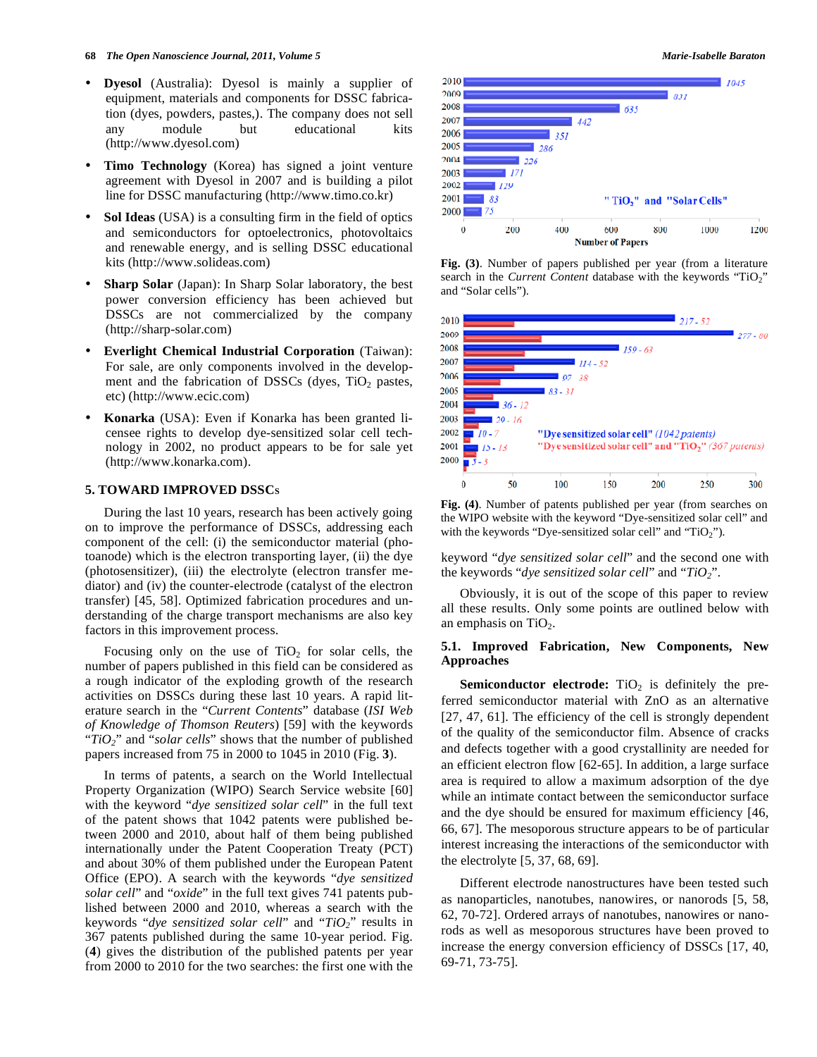- **Dyesol** (Australia): Dyesol is mainly a supplier of equipment, materials and components for DSSC fabrication (dyes, powders, pastes,). The company does not sell any module but educational kits (http://www.dyesol.com)
- **Timo Technology** (Korea) has signed a joint venture agreement with Dyesol in 2007 and is building a pilot line for DSSC manufacturing (http://www.timo.co.kr)
- **Sol Ideas** (USA) is a consulting firm in the field of optics and semiconductors for optoelectronics, photovoltaics and renewable energy, and is selling DSSC educational kits (http://www.solideas.com)
- **Sharp Solar** (Japan): In Sharp Solar laboratory, the best power conversion efficiency has been achieved but DSSCs are not commercialized by the company (http://sharp-solar.com)
- **Everlight Chemical Industrial Corporation** (Taiwan): For sale, are only components involved in the development and the fabrication of DSSCs (dyes, $TiO_2$ pastes, etc) (http://www.ecic.com)
- **Konarka** (USA): Even if Konarka has been granted licensee rights to develop dye-sensitized solar cell technology in 2002, no product appears to be for sale yet (http://www.konarka.com).

## 5. TOWARD IMPROVED DSSCs

During the last 10 years, research has been actively going on to improve the performance of DSSCs, addressing each component of the cell: (i) the semiconductor material (photoanode) which is the electron transporting layer, (ii) the dye (photosensitizer), (iii) the electrolyte (electron transfer mediator) and (iv) the counter-electrode (catalyst of the electron transfer) [45, 58]. Optimized fabrication procedures and understanding of the charge transport mechanisms are also key factors in this improvement process.

Focusing only on the use of $TiO_2$ for solar cells, the number of papers published in this field can be considered as a rough indicator of the exploding growth of the research activities on DSSCs during these last 10 years. A rapid literature search in the "*Current Contents*" database (*ISI Web of Knowledge of Thomson Reuters*) [59] with the keywords "*$TiO_2$*" and "*solar cells*" shows that the number of published papers increased from 75 in 2000 to 1045 in 2010 (Fig. **3**).

In terms of patents, a search on the World Intellectual Property Organization (WIPO) Search Service website [60] with the keyword "*dye sensitized solar cell*" in the full text of the patent shows that 1042 patents were published between 2000 and 2010, about half of them being published internationally under the Patent Cooperation Treaty (PCT) and about 30% of them published under the European Patent Office (EPO). A search with the keywords "*dye sensitized solar cell*" and "*oxide*" in the full text gives 741 patents published between 2000 and 2010, whereas a search with the keywords "*dye sensitized solar cell*" and "*$TiO_2$*" results in 367 patents published during the same 10-year period. Fig. (**4**) gives the distribution of the published patents per year from 2000 to 2010 for the two searches: the first one with the keyword "*dye sensitized solar cell*" and the second one with the keywords "*dye sensitized solar cell*" and "*$TiO_2$*".

**Fig. (3)**. Number of papers published per year (from a literature search in the *Current Content* database with the keywords "$TiO_2$" and "Solar cells").

**Fig. (4)**. Number of patents published per year (from searches on the WIPO website with the keyword "Dye-sensitized solar cell" and with the keywords "Dye-sensitized solar cell" and "$TiO_2$").

Obviously, it is out of the scope of this paper to review all these results. Only some points are outlined below with an emphasis on $TiO_2$.

### 5.1. Improved Fabrication, New Components, New Approaches

**Semiconductor electrode:** $TiO_2$ is definitely the preferred semiconductor material with ZnO as an alternative [27, 47, 61]. The efficiency of the cell is strongly dependent of the quality of the semiconductor film. Absence of cracks and defects together with a good crystallinity are needed for an efficient electron flow [62-65]. In addition, a large surface area is required to allow a maximum adsorption of the dye while an intimate contact between the semiconductor surface and the dye should be ensured for maximum efficiency [46, 66, 67]. The mesoporous structure appears to be of particular interest increasing the interactions of the semiconductor with the electrolyte [5, 37, 68, 69].

Different electrode nanostructures have been tested such as nanoparticles, nanotubes, nanowires, or nanorods [5, 58, 62, 70-72]. Ordered arrays of nanotubes, nanowires or nanorods as well as mesoporous structures have been proved to increase the energy conversion efficiency of DSSCs [17, 40, 69-71, 73-75].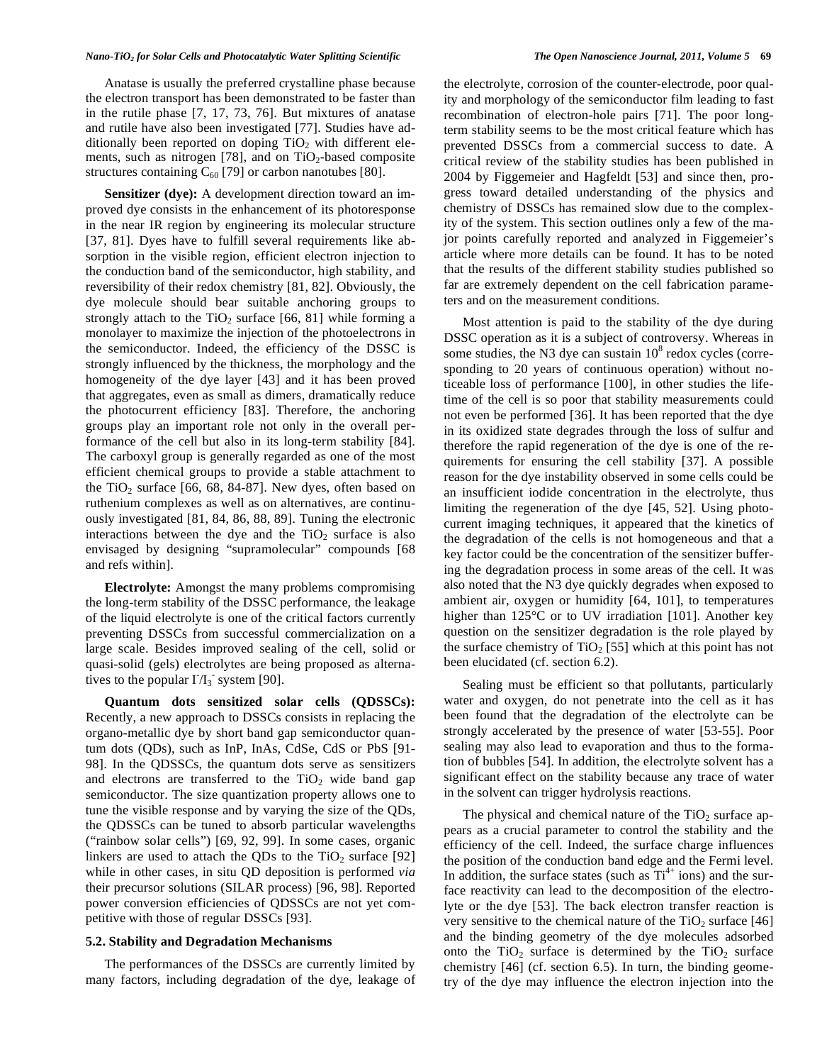Anatase is usually the preferred crystalline phase because the electron transport has been demonstrated to be faster than in the rutile phase [7, 17, 73, 76]. But mixtures of anatase and rutile have also been investigated [77]. Studies have additionally been reported on doping $TiO_2$ with different elements, such as nitrogen [78], and on $TiO_2$-based composite structures containing $C_{60}$ [79] or carbon nanotubes [80].

**Sensitizer (dye):** A development direction toward an improved dye consists in the enhancement of its photoresponse in the near IR region by engineering its molecular structure [37, 81]. Dyes have to fulfill several requirements like absorption in the visible region, efficient electron injection to the conduction band of the semiconductor, high stability, and reversibility of their redox chemistry [81, 82]. Obviously, the dye molecule should bear suitable anchoring groups to strongly attach to the $TiO_2$ surface [66, 81] while forming a monolayer to maximize the injection of the photoelectrons in the semiconductor. Indeed, the efficiency of the DSSC is strongly influenced by the thickness, the morphology and the homogeneity of the dye layer [43] and it has been proved that aggregates, even as small as dimers, dramatically reduce the photocurrent efficiency [83]. Therefore, the anchoring groups play an important role not only in the overall performance of the cell but also in its long-term stability [84]. The carboxyl group is generally regarded as one of the most efficient chemical groups to provide a stable attachment to the $TiO_2$ surface [66, 68, 84-87]. New dyes, often based on ruthenium complexes as well as on alternatives, are continuously investigated [81, 84, 86, 88, 89]. Tuning the electronic interactions between the dye and the $TiO_2$ surface is also envisaged by designing "supramolecular" compounds [68 and refs within].

**Electrolyte:** Amongst the many problems compromising the long-term stability of the DSSC performance, the leakage of the liquid electrolyte is one of the critical factors currently preventing DSSCs from successful commercialization on a large scale. Besides improved sealing of the cell, solid or quasi-solid (gels) electrolytes are being proposed as alternatives to the popular $I^-/I_3^-$ system [90].

**Quantum dots sensitized solar cells (QDSSCs):** Recently, a new approach to DSSCs consists in replacing the organo-metallic dye by short band gap semiconductor quantum dots (QDs), such as InP, InAs, CdSe, CdS or PbS [91-98]. In the QDSSCs, the quantum dots serve as sensitizers and electrons are transferred to the $TiO_2$ wide band gap semiconductor. The size quantization property allows one to tune the visible response and by varying the size of the QDs, the QDSSCs can be tuned to absorb particular wavelengths ("rainbow solar cells") [69, 92, 99]. In some cases, organic linkers are used to attach the QDs to the $TiO_2$ surface [92] while in other cases, in situ QD deposition is performed *via* their precursor solutions (SILAR process) [96, 98]. Reported power conversion efficiencies of QDSSCs are not yet competitive with those of regular DSSCs [93].

### 5.2. Stability and Degradation Mechanisms

The performances of the DSSCs are currently limited by many factors, including degradation of the dye, leakage of the electrolyte, corrosion of the counter-electrode, poor quality and morphology of the semiconductor film leading to fast recombination of electron-hole pairs [71]. The poor long-term stability seems to be the most critical feature which has prevented DSSCs from a commercial success to date. A critical review of the stability studies has been published in 2004 by Figgemeier and Hagfeldt [53] and since then, progress toward detailed understanding of the physics and chemistry of DSSCs has remained slow due to the complexity of the system. This section outlines only a few of the major points carefully reported and analyzed in Figgemeier's article where more details can be found. It has to be noted that the results of the different stability studies published so far are extremely dependent on the cell fabrication parameters and on the measurement conditions.

Most attention is paid to the stability of the dye during DSSC operation as it is a subject of controversy. Whereas in some studies, the N3 dye can sustain $10^8$ redox cycles (corresponding to 20 years of continuous operation) without noticeable loss of performance [100], in other studies the lifetime of the cell is so poor that stability measurements could not even be performed [36]. It has been reported that the dye in its oxidized state degrades through the loss of sulfur and therefore the rapid regeneration of the dye is one of the requirements for ensuring the cell stability [37]. A possible reason for the dye instability observed in some cells could be an insufficient iodide concentration in the electrolyte, thus limiting the regeneration of the dye [45, 52]. Using photocurrent imaging techniques, it appeared that the kinetics of the degradation of the cells is not homogeneous and that a key factor could be the concentration of the sensitizer buffering the degradation process in some areas of the cell. It was also noted that the N3 dye quickly degrades when exposed to ambient air, oxygen or humidity [64, 101], to temperatures higher than 125°C or to UV irradiation [101]. Another key question on the sensitizer degradation is the role played by the surface chemistry of $TiO_2$ [55] which at this point has not been elucidated (cf. section 6.2).

Sealing must be efficient so that pollutants, particularly water and oxygen, do not penetrate into the cell as it has been found that the degradation of the electrolyte can be strongly accelerated by the presence of water [53-55]. Poor sealing may also lead to evaporation and thus to the formation of bubbles [54]. In addition, the electrolyte solvent has a significant effect on the stability because any trace of water in the solvent can trigger hydrolysis reactions.

The physical and chemical nature of the $TiO_2$ surface appears as a crucial parameter to control the stability and the efficiency of the cell. Indeed, the surface charge influences the position of the conduction band edge and the Fermi level. In addition, the surface states (such as $Ti^{4+}$ ions) and the surface reactivity can lead to the decomposition of the electrolyte or the dye [53]. The back electron transfer reaction is very sensitive to the chemical nature of the $TiO_2$ surface [46] and the binding geometry of the dye molecules adsorbed onto the $TiO_2$ surface is determined by the $TiO_2$ surface chemistry [46] (cf. section 6.5). In turn, the binding geometry of the dye may influence the electron injection into the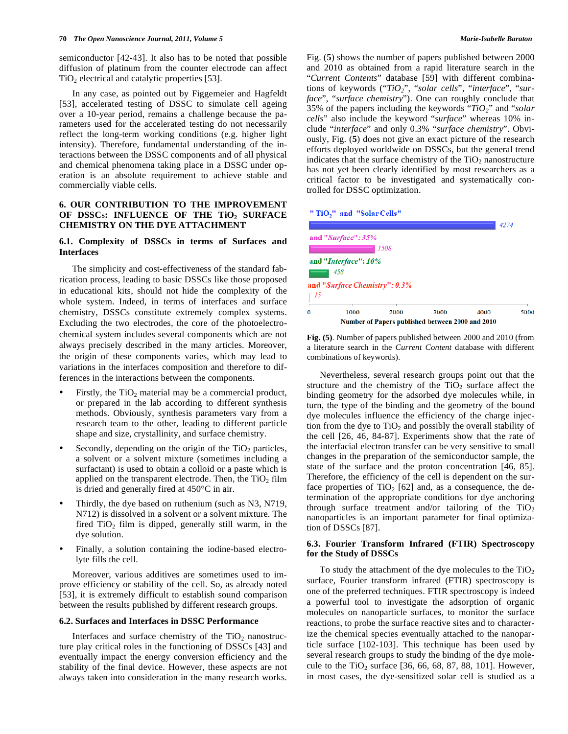semiconductor [42-43]. It also has to be noted that possible diffusion of platinum from the counter electrode can affect $TiO_2$ electrical and catalytic properties [53].

In any case, as pointed out by Figgemeier and Hagfeldt [53], accelerated testing of DSSC to simulate cell ageing over a 10-year period, remains a challenge because the parameters used for the accelerated testing do not necessarily reflect the long-term working conditions (e.g. higher light intensity). Therefore, fundamental understanding of the interactions between the DSSC components and of all physical and chemical phenomena taking place in a DSSC under operation is an absolute requirement to achieve stable and commercially viable cells.

## 6. OUR CONTRIBUTION TO THE IMPROVEMENT OF DSSCs: INFLUENCE OF THE $TiO_2$ SURFACE CHEMISTRY ON THE DYE ATTACHMENT

### 6.1. Complexity of DSSCs in terms of Surfaces and Interfaces

The simplicity and cost-effectiveness of the standard fabrication process, leading to basic DSSCs like those proposed in educational kits, should not hide the complexity of the whole system. Indeed, in terms of interfaces and surface chemistry, DSSCs constitute extremely complex systems. Excluding the two electrodes, the core of the photoelectrochemical system includes several components which are not always precisely described in the many articles. Moreover, the origin of these components varies, which may lead to variations in the interfaces composition and therefore to differences in the interactions between the components.

- Firstly, the $TiO_2$ material may be a commercial product, or prepared in the lab according to different synthesis methods. Obviously, synthesis parameters vary from a research team to the other, leading to different particle shape and size, crystallinity, and surface chemistry.
- Secondly, depending on the origin of the $TiO_2$ particles, a solvent or a solvent mixture (sometimes including a surfactant) is used to obtain a colloid or a paste which is applied on the transparent electrode. Then, the $TiO_2$ film is dried and generally fired at 450°C in air.
- Thirdly, the dye based on ruthenium (such as N3, N719, N712) is dissolved in a solvent or a solvent mixture. The fired $TiO_2$ film is dipped, generally still warm, in the dye solution.
- Finally, a solution containing the iodine-based electrolyte fills the cell.

Moreover, various additives are sometimes used to improve efficiency or stability of the cell. So, as already noted [53], it is extremely difficult to establish sound comparison between the results published by different research groups.

### 6.2. Surfaces and Interfaces in DSSC Performance

Interfaces and surface chemistry of the $TiO_2$ nanostructure play critical roles in the functioning of DSSCs [43] and eventually impact the energy conversion efficiency and the stability of the final device. However, these aspects are not always taken into consideration in the many research works.

Fig. (**5**) shows the number of papers published between 2000 and 2010 as obtained from a rapid literature search in the "*Current Contents*" database [59] with different combinations of keywords ("*$TiO_2$*", "*solar cells*", "*interface*", "*surface*", "*surface chemistry*"). One can roughly conclude that 35% of the papers including the keywords "*$TiO_2$*" and "*solar cells*" also include the keyword "*surface*" whereas 10% include "*interface*" and only 0.3% "*surface chemistry*". Obviously, Fig. (**5**) does not give an exact picture of the research efforts deployed worldwide on DSSCs, but the general trend indicates that the surface chemistry of the $TiO_2$ nanostructure has not yet been clearly identified by most researchers as a critical factor to be investigated and systematically controlled for DSSC optimization.

| Keywords | Number of Papers published between 2000 and 2010 |
|---|---|
| "$TiO_2$" and "Solar Cells" | 4274 |
| and "*Surface*": 35% | 1508 |
| and "*Interface*": 10% | 458 |
| and "*Surface Chemistry*": 0.3% | 15 |

**Fig. (5)**. Number of papers published between 2000 and 2010 (from a literature search in the *Current Content* database with different combinations of keywords).

Nevertheless, several research groups point out that the structure and the chemistry of the $TiO_2$ surface affect the binding geometry for the adsorbed dye molecules while, in turn, the type of the binding and the geometry of the bound dye molecules influence the efficiency of the charge injection from the dye to $TiO_2$ and possibly the overall stability of the cell [26, 46, 84-87]. Experiments show that the rate of the interfacial electron transfer can be very sensitive to small changes in the preparation of the semiconductor sample, the state of the surface and the proton concentration [46, 85]. Therefore, the efficiency of the cell is dependent on the surface properties of $TiO_2$ [62] and, as a consequence, the determination of the appropriate conditions for dye anchoring through surface treatment and/or tailoring of the $TiO_2$ nanoparticles is an important parameter for final optimization of DSSCs [87].

### 6.3. Fourier Transform Infrared (FTIR) Spectroscopy for the Study of DSSCs

To study the attachment of the dye molecules to the $TiO_2$ surface, Fourier transform infrared (FTIR) spectroscopy is one of the preferred techniques. FTIR spectroscopy is indeed a powerful tool to investigate the adsorption of organic molecules on nanoparticle surfaces, to monitor the surface reactions, to probe the surface reactive sites and to characterize the chemical species eventually attached to the nanoparticle surface [102-103]. This technique has been used by several research groups to study the binding of the dye molecule to the $TiO_2$ surface [36, 66, 68, 87, 88, 101]. However, in most cases, the dye-sensitized solar cell is studied as a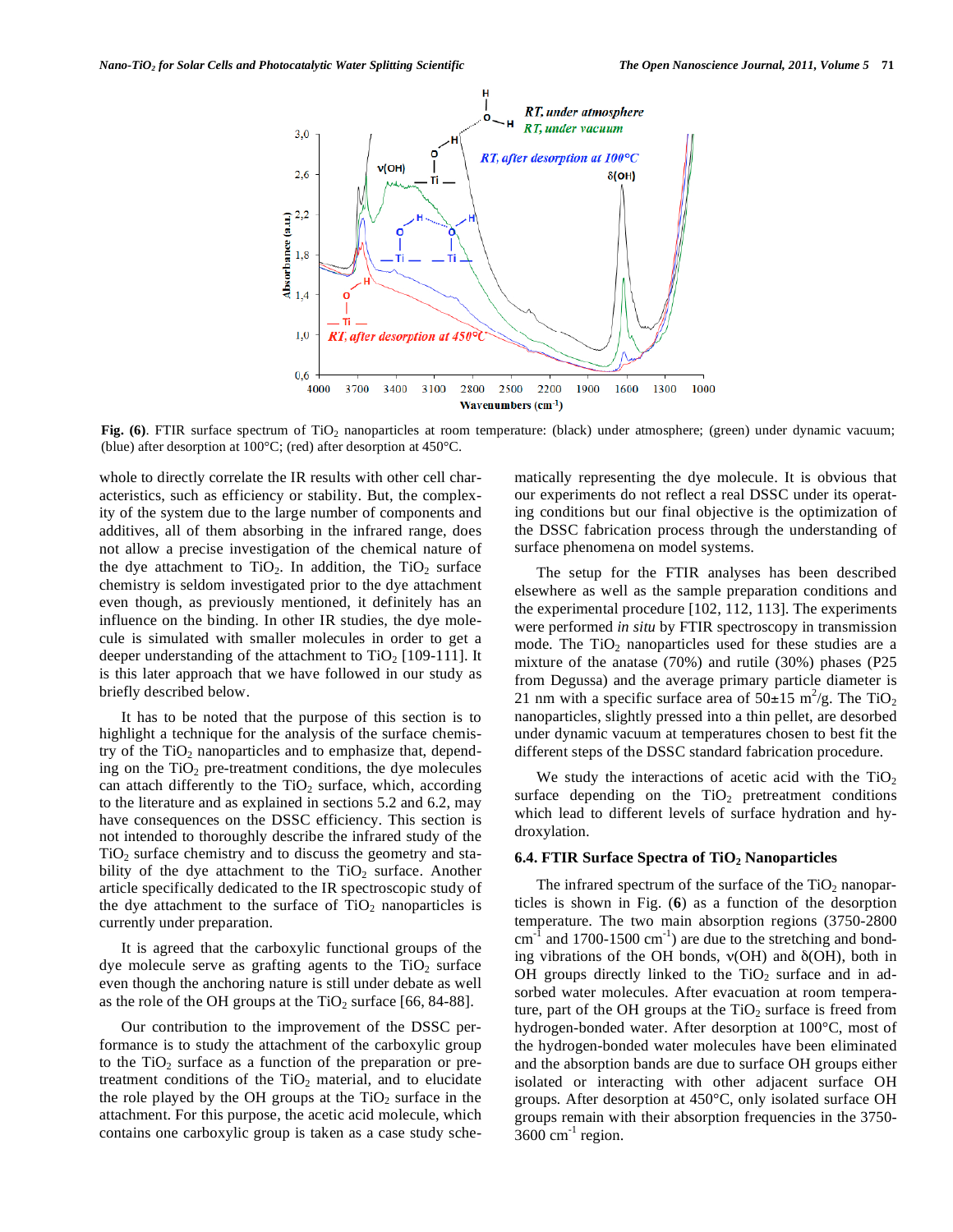**Fig. (6)**. FTIR surface spectrum of $TiO_2$ nanoparticles at room temperature: (black) under atmosphere; (green) under dynamic vacuum; (blue) after desorption at 100°C; (red) after desorption at 450°C.

whole to directly correlate the IR results with other cell characteristics, such as efficiency or stability. But, the complexity of the system due to the large number of components and additives, all of them absorbing in the infrared range, does not allow a precise investigation of the chemical nature of the dye attachment to $TiO_2$. In addition, the $TiO_2$ surface chemistry is seldom investigated prior to the dye attachment even though, as previously mentioned, it definitely has an influence on the binding. In other IR studies, the dye molecule is simulated with smaller molecules in order to get a deeper understanding of the attachment to $TiO_2$ [109-111]. It is this later approach that we have followed in our study as briefly described below.

It has to be noted that the purpose of this section is to highlight a technique for the analysis of the surface chemistry of the $TiO_2$ nanoparticles and to emphasize that, depending on the $TiO_2$ pre-treatment conditions, the dye molecules can attach differently to the $TiO_2$ surface, which, according to the literature and as explained in sections 5.2 and 6.2, may have consequences on the DSSC efficiency. This section is not intended to thoroughly describe the infrared study of the $TiO_2$ surface chemistry and to discuss the geometry and stability of the dye attachment to the $TiO_2$ surface. Another article specifically dedicated to the IR spectroscopic study of the dye attachment to the surface of $TiO_2$ nanoparticles is currently under preparation.

It is agreed that the carboxylic functional groups of the dye molecule serve as grafting agents to the $TiO_2$ surface even though the anchoring nature is still under debate as well as the role of the OH groups at the $TiO_2$ surface [66, 84-88].

Our contribution to the improvement of the DSSC performance is to study the attachment of the carboxylic group to the $TiO_2$ surface as a function of the preparation or pretreatment conditions of the $TiO_2$ material, and to elucidate the role played by the OH groups at the $TiO_2$ surface in the attachment. For this purpose, the acetic acid molecule, which contains one carboxylic group is taken as a case study schematically representing the dye molecule. It is obvious that our experiments do not reflect a real DSSC under its operating conditions but our final objective is the optimization of the DSSC fabrication process through the understanding of surface phenomena on model systems.

The setup for the FTIR analyses has been described elsewhere as well as the sample preparation conditions and the experimental procedure [102, 112, 113]. The experiments were performed *in situ* by FTIR spectroscopy in transmission mode. The $TiO_2$ nanoparticles used for these studies are a mixture of the anatase (70%) and rutile (30%) phases (P25 from Degussa) and the average primary particle diameter is 21 nm with a specific surface area of 50±15 $m^2$/g. The $TiO_2$ nanoparticles, slightly pressed into a thin pellet, are desorbed under dynamic vacuum at temperatures chosen to best fit the different steps of the DSSC standard fabrication procedure.

We study the interactions of acetic acid with the $TiO_2$ surface depending on the $TiO_2$ pretreatment conditions which lead to different levels of surface hydration and hydroxylation.

### 6.4. FTIR Surface Spectra of $TiO_2$ Nanoparticles

The infrared spectrum of the surface of the $TiO_2$ nanoparticles is shown in Fig. (**6**) as a function of the desorption temperature. The two main absorption regions (3750-2800 $cm^{-1}$ and 1700-1500 $cm^{-1}$) are due to the stretching and bonding vibrations of the OH bonds, ν(OH) and δ(OH), both in OH groups directly linked to the $TiO_2$ surface and in adsorbed water molecules. After evacuation at room temperature, part of the OH groups at the $TiO_2$ surface is freed from hydrogen-bonded water. After desorption at 100°C, most of the hydrogen-bonded water molecules have been eliminated and the absorption bands are due to surface OH groups either isolated or interacting with other adjacent surface OH groups. After desorption at 450°C, only isolated surface OH groups remain with their absorption frequencies in the 3750-3600 $cm^{-1}$ region.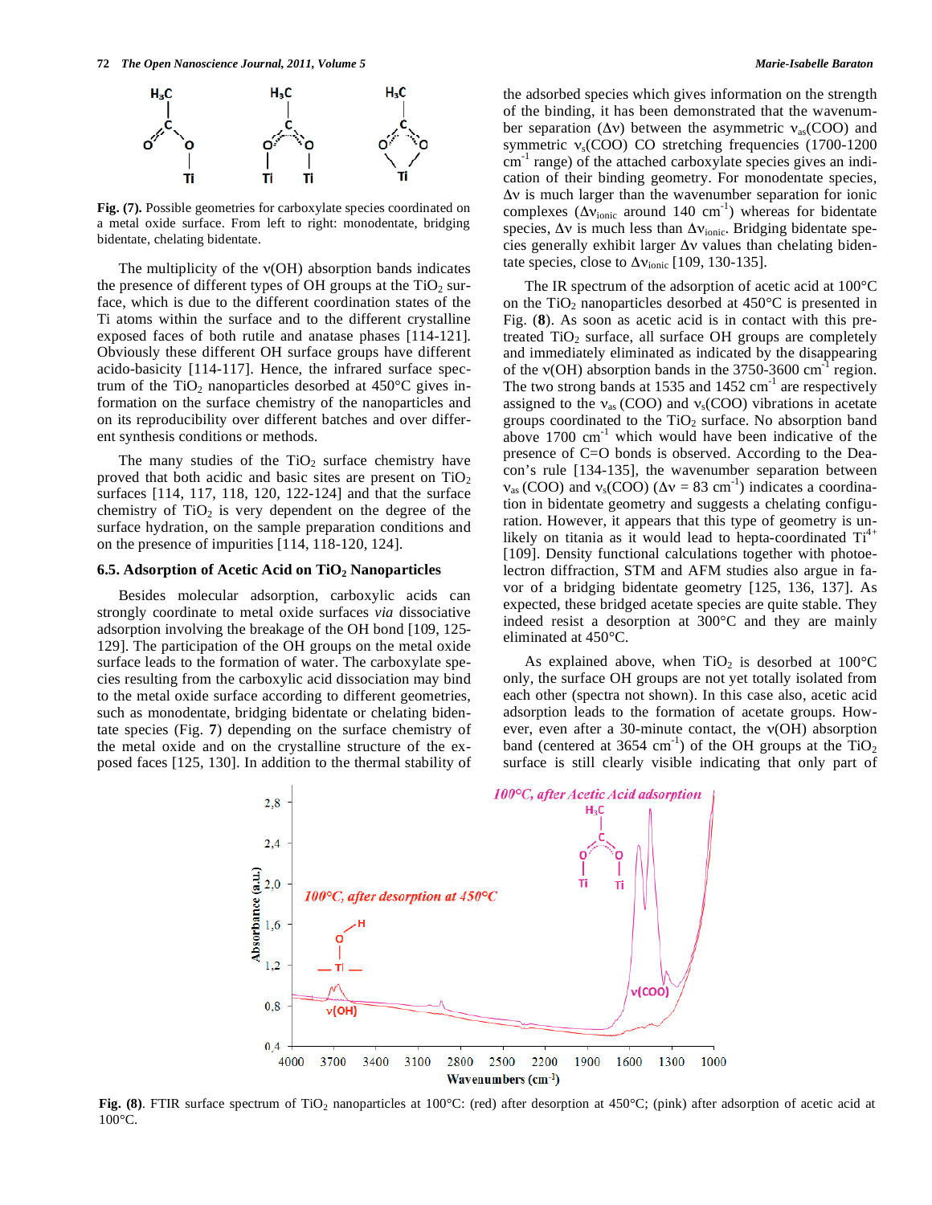Fig. (7). Possible geometries for carboxylate species coordinated on a metal oxide surface. From left to right: monodentate, bridging bidentate, chelating bidentate.

The multiplicity of the ν(OH) absorption bands indicates the presence of different types of OH groups at the $TiO_2$ surface, which is due to the different coordination states of the Ti atoms within the surface and to the different crystalline exposed faces of both rutile and anatase phases [114-121]. Obviously these different OH surface groups have different acido-basicity [114-117]. Hence, the infrared surface spectrum of the $TiO_2$ nanoparticles desorbed at 450°C gives information on the surface chemistry of the nanoparticles and on its reproducibility over different batches and over different synthesis conditions or methods.

The many studies of the $TiO_2$ surface chemistry have proved that both acidic and basic sites are present on $TiO_2$ surfaces [114, 117, 118, 120, 122-124] and that the surface chemistry of $TiO_2$ is very dependent on the degree of the surface hydration, on the sample preparation conditions and on the presence of impurities [114, 118-120, 124].

### 6.5. Adsorption of Acetic Acid on $TiO_2$ Nanoparticles

Besides molecular adsorption, carboxylic acids can strongly coordinate to metal oxide surfaces *via* dissociative adsorption involving the breakage of the OH bond [109, 125-129]. The participation of the OH groups on the metal oxide surface leads to the formation of water. The carboxylate species resulting from the carboxylic acid dissociation may bind to the metal oxide surface according to different geometries, such as monodentate, bridging bidentate or chelating bidentate species (Fig. **7**) depending on the surface chemistry of the metal oxide and on the crystalline structure of the exposed faces [125, 130]. In addition to the thermal stability of the adsorbed species which gives information on the strength of the binding, it has been demonstrated that the wavenumber separation (Δν) between the asymmetric $\nu_{as}$(COO) and symmetric $\nu_s$(COO) CO stretching frequencies (1700-1200 $cm^{-1}$ range) of the attached carboxylate species gives an indication of their binding geometry. For monodentate species, Δν is much larger than the wavenumber separation for ionic complexes ($\Delta\nu_{ionic}$ around 140 $cm^{-1}$) whereas for bidentate species, Δν is much less than $\Delta\nu_{ionic}$. Bridging bidentate species generally exhibit larger Δν values than chelating bidentate species, close to $\Delta\nu_{ionic}$ [109, 130-135].

The IR spectrum of the adsorption of acetic acid at 100°C on the $TiO_2$ nanoparticles desorbed at 450°C is presented in Fig. (**8**). As soon as acetic acid is in contact with this pretreated $TiO_2$ surface, all surface OH groups are completely and immediately eliminated as indicated by the disappearing of the ν(OH) absorption bands in the 3750-3600 $cm^{-1}$ region. The two strong bands at 1535 and 1452 $cm^{-1}$ are respectively assigned to the $\nu_{as}$ (COO) and $\nu_s$(COO) vibrations in acetate groups coordinated to the $TiO_2$ surface. No absorption band above 1700 $cm^{-1}$ which would have been indicative of the presence of C=O bonds is observed. According to the Deacon's rule [134-135], the wavenumber separation between $\nu_{as}$ (COO) and $\nu_s$(COO) (Δν = 83 $cm^{-1}$) indicates a coordination in bidentate geometry and suggests a chelating configuration. However, it appears that this type of geometry is unlikely on titania as it would lead to hepta-coordinated $Ti^{4+}$ [109]. Density functional calculations together with photoelectron diffraction, STM and AFM studies also argue in favor of a bridging bidentate geometry [125, 136, 137]. As expected, these bridged acetate species are quite stable. They indeed resist a desorption at 300°C and they are mainly eliminated at 450°C.

As explained above, when $TiO_2$ is desorbed at 100°C only, the surface OH groups are not yet totally isolated from each other (spectra not shown). In this case also, acetic acid adsorption leads to the formation of acetate groups. However, even after a 30-minute contact, the ν(OH) absorption band (centered at 3654 $cm^{-1}$) of the OH groups at the $TiO_2$ surface is still clearly visible indicating that only part of

Fig. (8). FTIR surface spectrum of $TiO_2$ nanoparticles at 100°C: (red) after desorption at 450°C; (pink) after adsorption of acetic acid at 100°C.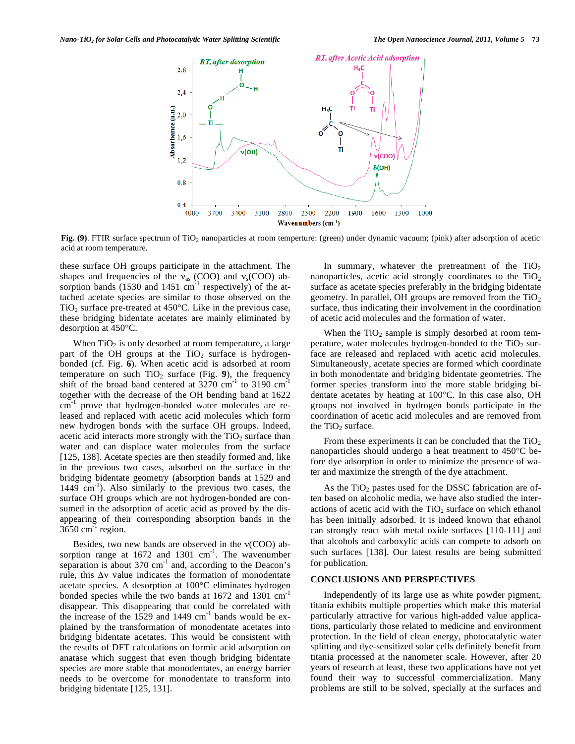Fig. (9). FTIR surface spectrum of $TiO_2$ nanoparticles at room temperture: (green) under dynamic vacuum; (pink) after adsorption of acetic acid at room temperature.

these surface OH groups participate in the attachment. The shapes and frequencies of the $\nu_{as}$ (COO) and $\nu_s$(COO) absorption bands (1530 and 1451 $cm^{-1}$ respectively) of the attached acetate species are similar to those observed on the $TiO_2$ surface pre-treated at 450°C. Like in the previous case, these bridging bidentate acetates are mainly eliminated by desorption at 450°C.

When $TiO_2$ is only desorbed at room temperature, a large part of the OH groups at the $TiO_2$ surface is hydrogen-bonded (cf. Fig. **6**). When acetic acid is adsorbed at room temperature on such $TiO_2$ surface (Fig. **9**), the frequency shift of the broad band centered at 3270 $cm^{-1}$ to 3190 $cm^{-1}$ together with the decrease of the OH bending band at 1622 $cm^{-1}$ prove that hydrogen-bonded water molecules are released and replaced with acetic acid molecules which form new hydrogen bonds with the surface OH groups. Indeed, acetic acid interacts more strongly with the $TiO_2$ surface than water and can displace water molecules from the surface [125, 138]. Acetate species are then steadily formed and, like in the previous two cases, adsorbed on the surface in the bridging bidentate geometry (absorption bands at 1529 and 1449 $cm^{-1}$). Also similarly to the previous two cases, the surface OH groups which are not hydrogen-bonded are consumed in the adsorption of acetic acid as proved by the disappearing of their corresponding absorption bands in the 3650 $cm^{-1}$ region.

Besides, two new bands are observed in the $\nu$(COO) absorption range at 1672 and 1301 $cm^{-1}$. The wavenumber separation is about 370 $cm^{-1}$ and, according to the Deacon's rule, this $\Delta\nu$ value indicates the formation of monodentate acetate species. A desorption at 100°C eliminates hydrogen bonded species while the two bands at 1672 and 1301 $cm^{-1}$ disappear. This disappearing that could be correlated with the increase of the 1529 and 1449 $cm^{-1}$ bands would be explained by the transformation of monodentate acetates into bridging bidentate acetates. This would be consistent with the results of DFT calculations on formic acid adsorption on anatase which suggest that even though bridging bidentate species are more stable that monodentates, an energy barrier needs to be overcome for monodentate to transform into bridging bidentate [125, 131].

In summary, whatever the pretreatment of the $TiO_2$ nanoparticles, acetic acid strongly coordinates to the $TiO_2$ surface as acetate species preferably in the bridging bidentate geometry. In parallel, OH groups are removed from the $TiO_2$ surface, thus indicating their involvement in the coordination of acetic acid molecules and the formation of water.

When the $TiO_2$ sample is simply desorbed at room temperature, water molecules hydrogen-bonded to the $TiO_2$ surface are released and replaced with acetic acid molecules. Simultaneously, acetate species are formed which coordinate in both monodentate and bridging bidentate geometries. The former species transform into the more stable bridging bidentate acetates by heating at 100°C. In this case also, OH groups not involved in hydrogen bonds participate in the coordination of acetic acid molecules and are removed from the $TiO_2$ surface.

From these experiments it can be concluded that the $TiO_2$ nanoparticles should undergo a heat treatment to 450°C before dye adsorption in order to minimize the presence of water and maximize the strength of the dye attachment.

As the $TiO_2$ pastes used for the DSSC fabrication are often based on alcoholic media, we have also studied the interactions of acetic acid with the $TiO_2$ surface on which ethanol has been initially adsorbed. It is indeed known that ethanol can strongly react with metal oxide surfaces [110-111] and that alcohols and carboxylic acids can compete to adsorb on such surfaces [138]. Our latest results are being submitted for publication.

## CONCLUSIONS AND PERSPECTIVES

Independently of its large use as white powder pigment, titania exhibits multiple properties which make this material particularly attractive for various high-added value applications, particularly those related to medicine and environment protection. In the field of clean energy, photocatalytic water splitting and dye-sensitized solar cells definitely benefit from titania processed at the nanometer scale. However, after 20 years of research at least, these two applications have not yet found their way to successful commercialization. Many problems are still to be solved, specially at the surfaces and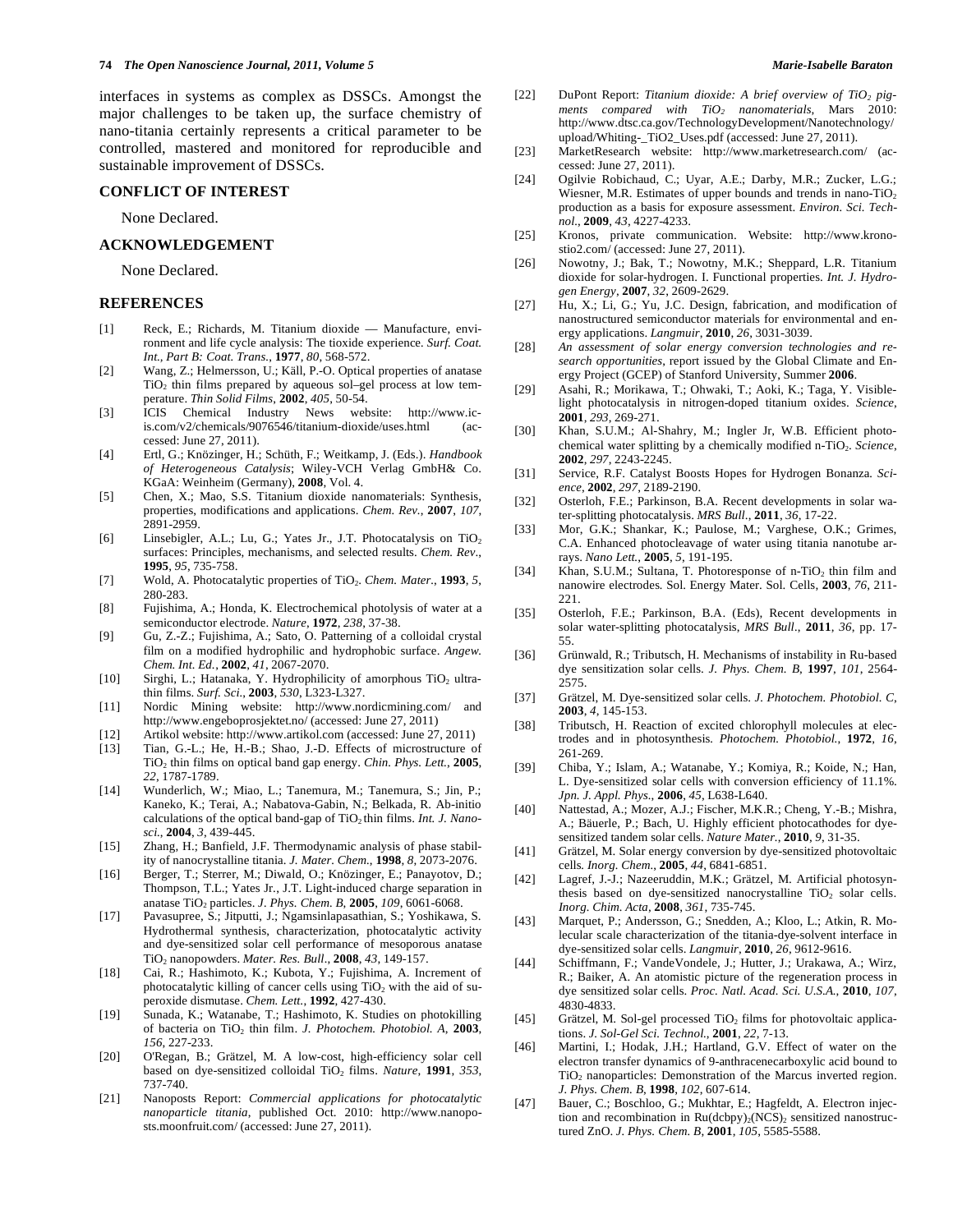interfaces in systems as complex as DSSCs. Amongst the major challenges to be taken up, the surface chemistry of nano-titania certainly represents a critical parameter to be controlled, mastered and monitored for reproducible and sustainable improvement of DSSCs.

## CONFLICT OF INTEREST

None Declared.

## ACKNOWLEDGEMENT

None Declared.

## REFERENCES

[1] Reck, E.; Richards, M. Titanium dioxide — Manufacture, environment and life cycle analysis: The tioxide experience. *Surf. Coat. Int., Part B: Coat. Trans.*, **1977**, *80*, 568-572.

[2] Wang, Z.; Helmersson, U.; Käll, P.-O. Optical properties of anatase $TiO_2$ thin films prepared by aqueous sol–gel process at low temperature. *Thin Solid Films*, **2002**, *405*, 50-54.

[3] ICIS Chemical Industry News website: http://www.icis.com/v2/chemicals/9076546/titanium-dioxide/uses.html (accessed: June 27, 2011).

[4] Ertl, G.; Knözinger, H.; Schüth, F.; Weitkamp, J. (Eds.). *Handbook of Heterogeneous Catalysis*; Wiley-VCH Verlag GmbH& Co. KGaA: Weinheim (Germany), **2008**, Vol. 4.

[5] Chen, X.; Mao, S.S. Titanium dioxide nanomaterials: Synthesis, properties, modifications and applications. *Chem. Rev.*, **2007**, *107*, 2891-2959.

[6] Linsebigler, A.L.; Lu, G.; Yates Jr., J.T. Photocatalysis on $TiO_2$ surfaces: Principles, mechanisms, and selected results. *Chem. Rev.*, **1995**, *95*, 735-758.

[7] Wold, A. Photocatalytic properties of $TiO_2$. *Chem. Mater.*, **1993**, *5*, 280-283.

[8] Fujishima, A.; Honda, K. Electrochemical photolysis of water at a semiconductor electrode. *Nature*, **1972**, *238*, 37-38.

[9] Gu, Z.-Z.; Fujishima, A.; Sato, O. Patterning of a colloidal crystal film on a modified hydrophilic and hydrophobic surface. *Angew. Chem. Int. Ed.*, **2002**, *41*, 2067-2070.

[10] Sirghi, L.; Hatanaka, Y. Hydrophilicity of amorphous $TiO_2$ ultrathin films. *Surf. Sci.*, **2003**, *530*, L323-L327.

[11] Nordic Mining website: http://www.nordicmining.com/ and http://www.engeboprosjektet.no/ (accessed: June 27, 2011)

[12] Artikol website: http://www.artikol.com (accessed: June 27, 2011)

[13] Tian, G.-L.; He, H.-B.; Shao, J.-D. Effects of microstructure of $TiO_2$ thin films on optical band gap energy. *Chin. Phys. Lett.*, **2005**, *22*, 1787-1789.

[14] Wunderlich, W.; Miao, L.; Tanemura, M.; Tanemura, S.; Jin, P.; Kaneko, K.; Terai, A.; Nabatova-Gabin, N.; Belkada, R. Ab-initio calculations of the optical band-gap of $TiO_2$ thin films. *Int. J. Nanosci.*, **2004**, *3*, 439-445.

[15] Zhang, H.; Banfield, J.F. Thermodynamic analysis of phase stability of nanocrystalline titania. *J. Mater. Chem.*, **1998**, *8*, 2073-2076.

[16] Berger, T.; Sterrer, M.; Diwald, O.; Knözinger, E.; Panayotov, D.; Thompson, T.L.; Yates Jr., J.T. Light-induced charge separation in anatase $TiO_2$ particles. *J. Phys. Chem. B*, **2005**, *109*, 6061-6068.

[17] Pavasupree, S.; Jitputti, J.; Ngamsinlapasathian, S.; Yoshikawa, S. Hydrothermal synthesis, characterization, photocatalytic activity and dye-sensitized solar cell performance of mesoporous anatase $TiO_2$ nanopowders. *Mater. Res. Bull.*, **2008**, *43*, 149-157.

[18] Cai, R.; Hashimoto, K.; Kubota, Y.; Fujishima, A. Increment of photocatalytic killing of cancer cells using $TiO_2$ with the aid of superoxide dismutase. *Chem. Lett.*, **1992**, 427-430.

[19] Sunada, K.; Watanabe, T.; Hashimoto, K. Studies on photokilling of bacteria on $TiO_2$ thin film. *J. Photochem. Photobiol. A*, **2003**, *156*, 227-233.

[20] O'Regan, B.; Grätzel, M. A low-cost, high-efficiency solar cell based on dye-sensitized colloidal $TiO_2$ films. *Nature*, **1991**, *353*, 737-740.

[21] Nanoposts Report: *Commercial applications for photocatalytic nanoparticle titania*, published Oct. 2010: http://www.nanoposts.moonfruit.com/ (accessed: June 27, 2011).

[22] DuPont Report: *Titanium dioxide: A brief overview of $TiO_2$ pigments compared with $TiO_2$ nanomaterials*, Mars 2010: http://www.dtsc.ca.gov/TechnologyDevelopment/Nanotechnology/upload/Whiting-_TiO2_Uses.pdf (accessed: June 27, 2011).

[23] MarketResearch website: http://www.marketresearch.com/ (accessed: June 27, 2011).

[24] Ogilvie Robichaud, C.; Uyar, A.E.; Darby, M.R.; Zucker, L.G.; Wiesner, M.R. Estimates of upper bounds and trends in nano-$TiO_2$ production as a basis for exposure assessment. *Environ. Sci. Technol.*, **2009**, *43*, 4227-4233.

[25] Kronos, private communication. Website: http://www.kronostio2.com/ (accessed: June 27, 2011).

[26] Nowotny, J.; Bak, T.; Nowotny, M.K.; Sheppard, L.R. Titanium dioxide for solar-hydrogen. I. Functional properties. *Int. J. Hydrogen Energy*, **2007**, *32*, 2609-2629.

[27] Hu, X.; Li, G.; Yu, J.C. Design, fabrication, and modification of nanostructured semiconductor materials for environmental and energy applications. *Langmuir*, **2010**, *26*, 3031-3039.

[28] *An assessment of solar energy conversion technologies and research opportunities*, report issued by the Global Climate and Energy Project (GCEP) of Stanford University, Summer **2006**.

[29] Asahi, R.; Morikawa, T.; Ohwaki, T.; Aoki, K.; Taga, Y. Visible-light photocatalysis in nitrogen-doped titanium oxides. *Science*, **2001**, *293*, 269-271.

[30] Khan, S.U.M.; Al-Shahry, M.; Ingler Jr, W.B. Efficient photochemical water splitting by a chemically modified n-$TiO_2$. *Science*, **2002**, *297*, 2243-2245.

[31] Service, R.F. Catalyst Boosts Hopes for Hydrogen Bonanza. *Science*, **2002**, *297*, 2189-2190.

[32] Osterloh, F.E.; Parkinson, B.A. Recent developments in solar water-splitting photocatalysis. *MRS Bull.*, **2011**, *36*, 17-22.

[33] Mor, G.K.; Shankar, K.; Paulose, M.; Varghese, O.K.; Grimes, C.A. Enhanced photocleavage of water using titania nanotube arrays. *Nano Lett.*, **2005**, *5*, 191-195.

[34] Khan, S.U.M.; Sultana, T. Photoresponse of n-$TiO_2$ thin film and nanowire electrodes*.* Sol. Energy Mater. Sol. Cells, **2003**, *76*, 211-221.

[35] Osterloh, F.E.; Parkinson, B.A. (Eds), Recent developments in solar water-splitting photocatalysis, *MRS Bull.*, **2011**, *36*, pp. 17-55.

[36] Grünwald, R.; Tributsch, H. Mechanisms of instability in Ru-based dye sensitization solar cells. *J. Phys. Chem. B*, **1997**, *101*, 2564-2575.

[37] Grätzel, M. Dye-sensitized solar cells. *J. Photochem. Photobiol. C*, **2003**, *4*, 145-153.

[38] Tributsch, H. Reaction of excited chlorophyll molecules at electrodes and in photosynthesis. *Photochem. Photobiol.*, **1972**, *16*, 261-269.

[39] Chiba, Y.; Islam, A.; Watanabe, Y.; Komiya, R.; Koide, N.; Han, L. Dye-sensitized solar cells with conversion efficiency of 11.1%. *Jpn. J. Appl. Phys.*, **2006**, *45*, L638-L640.

[40] Nattestad, A.; Mozer, A.J.; Fischer, M.K.R.; Cheng, Y.-B.; Mishra, A.; Bäuerle, P.; Bach, U. Highly efficient photocathodes for dye-sensitized tandem solar cells. *Nature Mater.*, **2010**, *9*, 31-35.

[41] Grätzel, M. Solar energy conversion by dye-sensitized photovoltaic cells*. Inorg. Chem.*, **2005**, *44*, 6841-6851.

[42] Lagref, J.-J.; Nazeeruddin, M.K.; Grätzel, M. Artificial photosynthesis based on dye-sensitized nanocrystalline $TiO_2$ solar cells. *Inorg. Chim. Acta*, **2008**, *361*, 735-745.

[43] Marquet, P.; Andersson, G.; Snedden, A.; Kloo, L.; Atkin, R. Molecular scale characterization of the titania-dye-solvent interface in dye-sensitized solar cells. *Langmuir*, **2010**, *26*, 9612-9616.

[44] Schiffmann, F.; VandeVondele, J.; Hutter, J.; Urakawa, A.; Wirz, R.; Baiker, A. An atomistic picture of the regeneration process in dye sensitized solar cells. *Proc. Natl. Acad. Sci. U.S.A.*, **2010**, *107*, 4830-4833.

[45] Grätzel, M. Sol-gel processed $TiO_2$ films for photovoltaic applications. *J. Sol-Gel Sci. Technol.*, **2001**, *22*, 7-13.

[46] Martini, I.; Hodak, J.H.; Hartland, G.V. Effect of water on the electron transfer dynamics of 9-anthracenecarboxylic acid bound to $TiO_2$ nanoparticles: Demonstration of the Marcus inverted region. *J. Phys. Chem. B*, **1998**, *102*, 607-614.

[47] Bauer, C.; Boschloo, G.; Mukhtar, E.; Hagfeldt, A. Electron injection and recombination in $Ru(dcbpy)_2(NCS)_2$ sensitized nanostructured ZnO. *J. Phys. Chem. B*, **2001**, *105*, 5585-5588.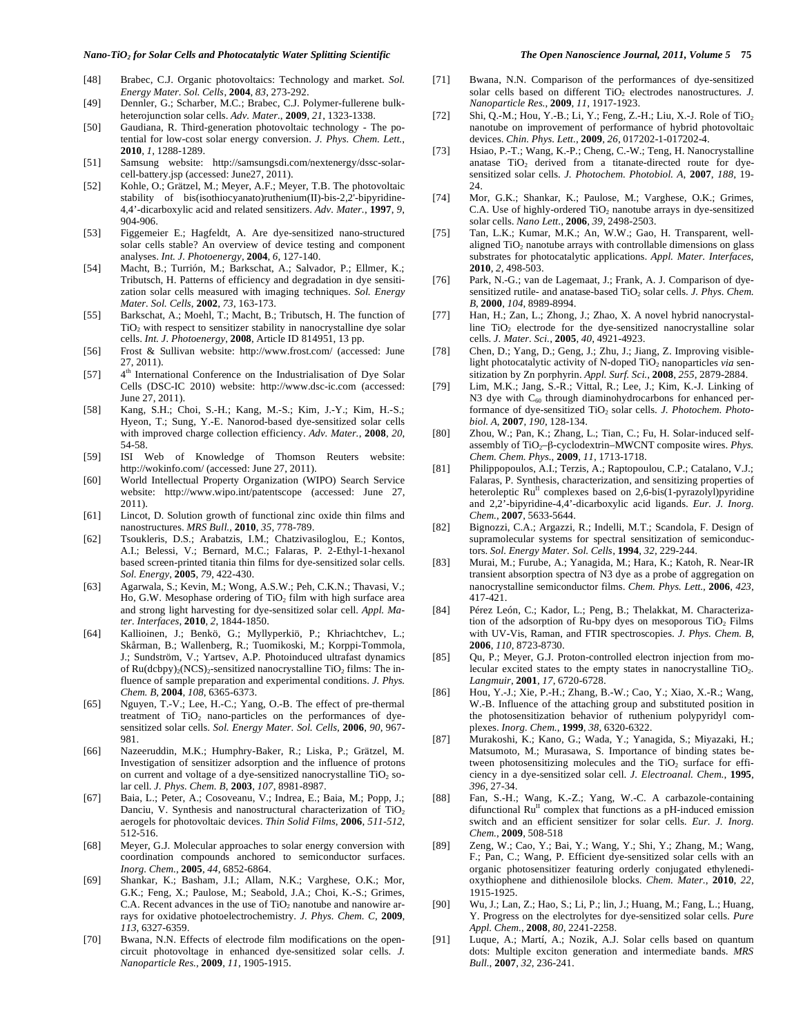[48] Brabec, C.J. Organic photovoltaics: Technology and market. *Sol. Energy Mater. Sol. Cells*, **2004**, *83*, 273-292.

[49] Dennler, G.; Scharber, M.C.; Brabec, C.J. Polymer-fullerene bulk-heterojunction solar cells. *Adv. Mater.*, **2009**, *21*, 1323-1338.

[50] Gaudiana, R. Third-generation photovoltaic technology - The potential for low-cost solar energy conversion. *J. Phys. Chem. Lett.*, **2010**, *1*, 1288-1289.

[51] Samsung website: http://samsungsdi.com/nextenergy/dssc-solar-cell-battery.jsp (accessed: June27, 2011).

[52] Kohle, O.; Grätzel, M.; Meyer, A.F.; Meyer, T.B. The photovoltaic stability of bis(isothiocyanato)ruthenium(II)-bis-2,2'-bipyridine-4,4'-dicarboxylic acid and related sensitizers. *Adv. Mater.*, **1997**, *9*, 904-906.

[53] Figgemeier E.; Hagfeldt, A. Are dye-sensitized nano-structured solar cells stable? An overview of device testing and component analyses. *Int. J. Photoenergy*, **2004**, *6*, 127-140.

[54] Macht, B.; Turrión, M.; Barkschat, A.; Salvador, P.; Ellmer, K.; Tributsch, H. Patterns of efficiency and degradation in dye sensitization solar cells measured with imaging techniques. *Sol. Energy Mater. Sol. Cells*, **2002**, *73*, 163-173.

[55] Barkschat, A.; Moehl, T.; Macht, B.; Tributsch, H. The function of $TiO_2$ with respect to sensitizer stability in nanocrystalline dye solar cells. *Int. J. Photoenergy*, **2008**, Article ID 814951, 13 pp.

[56] Frost & Sullivan website: http://www.frost.com/ (accessed: June 27, 2011).

[57] 4th International Conference on the Industrialisation of Dye Solar Cells (DSC-IC 2010) website: http://www.dsc-ic.com (accessed: June 27, 2011).

[58] Kang, S.H.; Choi, S.-H.; Kang, M.-S.; Kim, J.-Y.; Kim, H.-S.; Hyeon, T.; Sung, Y.-E. Nanorod-based dye-sensitized solar cells with improved charge collection efficiency. *Adv. Mater.*, **2008**, *20*, 54-58.

[59] ISI Web of Knowledge of Thomson Reuters website: http://wokinfo.com/ (accessed: June 27, 2011).

[60] World Intellectual Property Organization (WIPO) Search Service website: http://www.wipo.int/patentscope (accessed: June 27, 2011).

[61] Lincot, D. Solution growth of functional zinc oxide thin films and nanostructures. *MRS Bull.*, **2010**, *35*, 778-789.

[62] Tsoukleris, D.S.; Arabatzis, I.M.; Chatzivasiloglou, E.; Kontos, A.I.; Belessi, V.; Bernard, M.C.; Falaras, P. 2-Ethyl-1-hexanol based screen-printed titania thin films for dye-sensitized solar cells. *Sol. Energy*, **2005**, *79*, 422-430.

[63] Agarwala, S.; Kevin, M.; Wong, A.S.W.; Peh, C.K.N.; Thavasi, V.; Ho, G.W. Mesophase ordering of $TiO_2$ film with high surface area and strong light harvesting for dye-sensitized solar cell. *Appl. Mater. Interfaces*, **2010**, *2*, 1844-1850.

[64] Kallioinen, J.; Benkö, G.; Myllyperkiö, P.; Khriachtchev, L.; Skårman, B.; Wallenberg, R.; Tuomikoski, M.; Korppi-Tommola, J.; Sundström, V.; Yartsev, A.P. Photoinduced ultrafast dynamics of $Ru(dcbpy)_2(NCS)_2$-sensitized nanocrystalline $TiO_2$ films: The influence of sample preparation and experimental conditions. *J. Phys. Chem. B*, **2004**, *108*, 6365-6373.

[65] Nguyen, T.-V.; Lee, H.-C.; Yang, O.-B. The effect of pre-thermal treatment of $TiO_2$ nano-particles on the performances of dye-sensitized solar cells. *Sol. Energy Mater. Sol. Cells*, **2006**, *90*, 967-981.

[66] Nazeeruddin, M.K.; Humphry-Baker, R.; Liska, P.; Grätzel, M. Investigation of sensitizer adsorption and the influence of protons on current and voltage of a dye-sensitized nanocrystalline $TiO_2$ solar cell. *J. Phys. Chem. B*, **2003**, *107*, 8981-8987.

[67] Baia, L.; Peter, A.; Cosoveanu, V.; Indrea, E.; Baia, M.; Popp, J.; Danciu, V. Synthesis and nanostructural characterization of $TiO_2$ aerogels for photovoltaic devices. *Thin Solid Films*, **2006**, *511-512*, 512-516.

[68] Meyer, G.J. Molecular approaches to solar energy conversion with coordination compounds anchored to semiconductor surfaces. *Inorg. Chem.*, **2005**, *44*, 6852-6864.

[69] Shankar, K.; Basham, J.I.; Allam, N.K.; Varghese, O.K.; Mor, G.K.; Feng, X.; Paulose, M.; Seabold, J.A.; Choi, K.-S.; Grimes, C.A. Recent advances in the use of $TiO_2$ nanotube and nanowire arrays for oxidative photoelectrochemistry. *J. Phys. Chem. C*, **2009**, *113*, 6327-6359.

[70] Bwana, N.N. Effects of electrode film modifications on the open-circuit photovoltage in enhanced dye-sensitized solar cells. *J. Nanoparticle Res.*, **2009**, *11*, 1905-1915.

[71] Bwana, N.N. Comparison of the performances of dye-sensitized solar cells based on different $TiO_2$ electrodes nanostructures. *J. Nanoparticle Res.*, **2009**, *11*, 1917-1923.

[72] Shi, Q.-M.; Hou, Y.-B.; Li, Y.; Feng, Z.-H.; Liu, X.-J. Role of $TiO_2$ nanotube on improvement of performance of hybrid photovoltaic devices. *Chin. Phys. Lett.*, **2009**, *26*, 017202-1-017202-4.

[73] Hsiao, P.-T.; Wang, K.-P.; Cheng, C.-W.; Teng, H. Nanocrystalline anatase $TiO_2$ derived from a titanate-directed route for dye-sensitized solar cells. *J. Photochem. Photobiol. A*, **2007**, *188*, 19-24.

[74] Mor, G.K.; Shankar, K.; Paulose, M.; Varghese, O.K.; Grimes, C.A. Use of highly-ordered $TiO_2$ nanotube arrays in dye-sensitized solar cells. *Nano Lett.*, **2006**, *39*, 2498-2503.

[75] Tan, L.K.; Kumar, M.K.; An, W.W.; Gao, H. Transparent, well-aligned $TiO_2$ nanotube arrays with controllable dimensions on glass substrates for photocatalytic applications. *Appl. Mater. Interfaces*, **2010**, *2*, 498-503.

[76] Park, N.-G.; van de Lagemaat, J.; Frank, A. J. Comparison of dye-sensitized rutile- and anatase-based $TiO_2$ solar cells. *J. Phys. Chem. B*, **2000**, *104*, 8989-8994.

[77] Han, H.; Zan, L.; Zhong, J.; Zhao, X. A novel hybrid nanocrystalline $TiO_2$ electrode for the dye-sensitized nanocrystalline solar cells. *J. Mater. Sci.*, **2005**, *40*, 4921-4923.

[78] Chen, D.; Yang, D.; Geng, J.; Zhu, J.; Jiang, Z. Improving visible-light photocatalytic activity of N-doped $TiO_2$ nanoparticles *via* sensitization by Zn porphyrin. *Appl. Surf. Sci.*, **2008**, *255*, 2879-2884.

[79] Lim, M.K.; Jang, S.-R.; Vittal, R.; Lee, J.; Kim, K.-J. Linking of N3 dye with $C_{60}$ through diaminohydrocarbons for enhanced performance of dye-sensitized $TiO_2$ solar cells. *J. Photochem. Photobiol. A*, **2007**, *190*, 128-134.

[80] Zhou, W.; Pan, K.; Zhang, L.; Tian, C.; Fu, H. Solar-induced self-assembly of $TiO_2$–β-cyclodextrin–MWCNT composite wires. *Phys. Chem. Chem. Phys.*, **2009**, *11*, 1713-1718.

[81] Philippopoulos, A.I.; Terzis, A.; Raptopoulou, C.P.; Catalano, V.J.; Falaras, P. Synthesis, characterization, and sensitizing properties of heteroleptic $Ru^{II}$ complexes based on 2,6-bis(1-pyrazolyl)pyridine and 2,2'-bipyridine-4,4'-dicarboxylic acid ligands. *Eur. J. Inorg. Chem.*, **2007**, 5633-5644.

[82] Bignozzi, C.A.; Argazzi, R.; Indelli, M.T.; Scandola, F. Design of supramolecular systems for spectral sensitization of semiconductors. *Sol. Energy Mater. Sol. Cells*, **1994**, *32*, 229-244.

[83] Murai, M.; Furube, A.; Yanagida, M.; Hara, K.; Katoh, R. Near-IR transient absorption spectra of N3 dye as a probe of aggregation on nanocrystalline semiconductor films. *Chem. Phys. Lett.*, **2006**, *423*, 417-421.

[84] Pérez León, C.; Kador, L.; Peng, B.; Thelakkat, M. Characterization of the adsorption of Ru-bpy dyes on mesoporous $TiO_2$ Films with UV-Vis, Raman, and FTIR spectroscopies. *J. Phys. Chem. B*, **2006**, *110*, 8723-8730.

[85] Qu, P.; Meyer, G.J. Proton-controlled electron injection from molecular excited states to the empty states in nanocrystalline $TiO_2$. *Langmuir*, **2001**, *17*, 6720-6728.

[86] Hou, Y.-J.; Xie, P.-H.; Zhang, B.-W.; Cao, Y.; Xiao, X.-R.; Wang, W.-B. Influence of the attaching group and substituted position in the photosensitization behavior of ruthenium polypyridyl complexes. *Inorg. Chem.*, **1999**, *38*, 6320-6322.

[87] Murakoshi, K.; Kano, G.; Wada, Y.; Yanagida, S.; Miyazaki, H.; Matsumoto, M.; Murasawa, S. Importance of binding states between photosensitizing molecules and the $TiO_2$ surface for efficiency in a dye-sensitized solar cell. *J. Electroanal. Chem.*, **1995**, *396*, 27-34.

[88] Fan, S.-H.; Wang, K.-Z.; Yang, W.-C. A carbazole-containing difunctional $Ru^{II}$ complex that functions as a pH-induced emission switch and an efficient sensitizer for solar cells. *Eur. J. Inorg. Chem.*, **2009**, 508-518

[89] Zeng, W.; Cao, Y.; Bai, Y.; Wang, Y.; Shi, Y.; Zhang, M.; Wang, F.; Pan, C.; Wang, P. Efficient dye-sensitized solar cells with an organic photosensitizer featuring orderly conjugated ethylenedioxythiophene and dithienosilole blocks. *Chem. Mater.*, **2010**, *22*, 1915-1925.

[90] Wu, J.; Lan, Z.; Hao, S.; Li, P.; lin, J.; Huang, M.; Fang, L.; Huang, Y. Progress on the electrolytes for dye-sensitized solar cells. *Pure Appl. Chem.*, **2008**, *80*, 2241-2258.

[91] Luque, A.; Martí, A.; Nozik, A.J. Solar cells based on quantum dots: Multiple exciton generation and intermediate bands. *MRS Bull.*, **2007**, *32*, 236-241.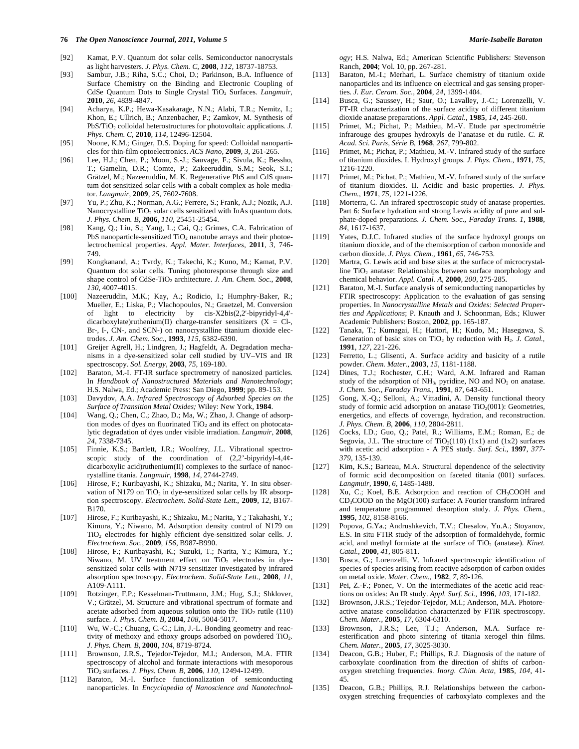[92] Kamat, P.V. Quantum dot solar cells. Semiconductor nanocrystals as light harvesters. *J. Phys. Chem. C*, **2008**, *112*, 18737-18753.

[93] Sambur, J.B.; Riha, S.C.; Choi, D.; Parkinson, B.A. Influence of Surface Chemistry on the Binding and Electronic Coupling of CdSe Quantum Dots to Single Crystal $TiO_2$ Surfaces. *Langmuir*, **2010**, *26*, 4839-4847.

[94] Acharya, K.P.; Hewa-Kasakarage, N.N.; Alabi, T.R.; Nemitz, I.; Khon, E.; Ullrich, B.; Anzenbacher, P.; Zamkov, M. Synthesis of $PbS/TiO_2$ colloidal heterostructures for photovoltaic applications. *J. Phys. Chem. C*, **2010**, *114*, 12496-12504.

[95] Noone, K.M.; Ginger, D.S. Doping for speed: Colloidal nanoparticles for thin-film optoelectronics. *ACS Nano*, **2009**, *3*, 261-265.

[96] Lee, H.J.; Chen, P.; Moon, S.-J.; Sauvage, F.; Sivula, K.; Bessho, T.; Gamelin, D.R.; Comte, P.; Zakeeruddin, S.M.; Seok, S.I.; Grätzel, M.; Nazeeruddin, M. K. Regenerative PbS and CdS quantum dot sensitized solar cells with a cobalt complex as hole mediator. *Langmuir*, **2009**, *25*, 7602-7608.

[97] Yu, P.; Zhu, K.; Norman, A.G.; Ferrere, S.; Frank, A.J.; Nozik, A.J. Nanocrystalline $TiO_2$ solar cells sensitized with InAs quantum dots. *J. Phys. Chem. B*, **2006**, *110*, 25451-25454.

[98] Kang, Q.; Liu, S.; Yang, L.; Cai, Q.; Grimes, C.A. Fabrication of PbS nanoparticle-sensitized $TiO_2$ nanotube arrays and their photoelectrochemical properties. *Appl. Mater. Interfaces*, **2011**, *3*, 746-749.

[99] Kongkanand, A.; Tvrdy, K.; Takechi, K.; Kuno, M.; Kamat, P.V. Quantum dot solar cells. Tuning photoresponse through size and shape control of CdSe-$TiO_2$ architecture. *J. Am. Chem. Soc.*, **2008**, *130*, 4007-4015.

[100] Nazeeruddin, M.K.; Kay, A.; Rodicio, I.; Humphry-Baker, R.; Mueller, E.; Liska, P.; Vlachopoulos, N.; Graetzel, M. Conversion of light to electricity by cis-X2bis(2,2'-bipyridyl-4,4'-dicarboxylate)ruthenium(II) charge-transfer sensitizers (X = Cl-, Br-, I-, CN-, and SCN-) on nanocrystalline titanium dioxide electrodes. *J. Am. Chem. Soc.*, **1993**, *115*, 6382-6390.

[101] Greijer Agrell, H.; Lindgren, J.; Hagfeldt, A. Degradation mechanisms in a dye-sensitized solar cell studied by UV–VIS and IR spectroscopy. *Sol. Energy*, **2003**, *75*, 169-180.

[102] Baraton, M.-I. FT-IR surface spectrometry of nanosized particles. In *Handbook of Nanostructured Materials and Nanotechnology*; H.S. Nalwa, Ed.; Academic Press: San Diego, **1999**; pp. 89-153.

[103] Davydov, A.A. *Infrared Spectroscopy of Adsorbed Species on the Surface of Transition Metal Oxides;* Wiley: New York, **1984**.

[104] Wang, Q.; Chen, C.; Zhao, D.; Ma, W.; Zhao, J. Change of adsorption modes of dyes on fluorinated $TiO_2$ and its effect on photocatalytic degradation of dyes under visible irradiation. *Langmuir*, **2008**, *24*, 7338-7345.

[105] Finnie, K.S.; Bartlett, J.R.; Woolfrey, J.L. Vibrational spectroscopic study of the coordination of (2,2'-bipyridyl-4,4¢-dicarboxylic acid)ruthenium(II) complexes to the surface of nanocrystalline titania. *Langmuir*, **1998**, *14*, 2744-2749.

[106] Hirose, F.; Kuribayashi, K.; Shizaku, M.; Narita, Y. In situ observation of N179 on $TiO_2$ in dye-sensitized solar cells by IR absorption spectroscopy. *Electrochem. Solid-State Lett.*, **2009**, *12*, B167-B170.

[107] Hirose, F.; Kuribayashi, K.; Shizaku, M.; Narita, Y.; Takahashi, Y.; Kimura, Y.; Niwano, M. Adsorption density control of N179 on $TiO_2$ electrodes for highly efficient dye-sensitized solar cells. *J. Electrochem. Soc.*, **2009**, *156*, B987-B990.

[108] Hirose, F.; Kuribayashi, K.; Suzuki, T.; Narita, Y.; Kimura, Y.; Niwano, M. UV treatment effect on $TiO_2$ electrodes in dye-sensitized solar cells with N719 sensitizer investigated by infrared absorption spectroscopy. *Electrochem. Solid-State Lett.*, **2008**, *11*, A109-A111.

[109] Rotzinger, F.P.; Kesselman-Truttmann, J.M.; Hug, S.J.; Shklover, V.; Grätzel, M. Structure and vibrational spectrum of formate and acetate adsorbed from aqueous solution onto the $TiO_2$ rutile (110) surface. *J. Phys. Chem. B*, **2004**, *108*, 5004-5017.

[110] Wu, W.-C.; Chuang, C.-C.; Lin, J.-L. Bonding geometry and reactivity of methoxy and ethoxy groups adsorbed on powdered $TiO_2$. *J. Phys. Chem. B*, **2000**, *104*, 8719-8724.

[111] Brownson, J.R.S., Tejedor-Tejedor, M.I.; Anderson, M.A. FTIR spectroscopy of alcohol and formate interactions with mesoporous $TiO_2$ surfaces. *J. Phys. Chem. B*, **2006**, *110*, 12494-12499.

[112] Baraton, M.-I. Surface functionalization of semiconducting nanoparticles. In *Encyclopedia of Nanoscience and Nanotechnology*; H.S. Nalwa, Ed.; American Scientific Publishers: Stevenson Ranch, **2004**; Vol. 10, pp. 267-281.

[113] Baraton, M.-I.; Merhari, L. Surface chemistry of titanium oxide nanoparticles and its influence on electrical and gas sensing properties. *J. Eur. Ceram. Soc.*, **2004**, *24*, 1399-1404.

[114] Busca, G.; Saussey, H.; Saur, O.; Lavalley, J.-C.; Lorenzelli, V. FT-IR characterization of the surface acidity of different titanium dioxide anatase preparations. *Appl. Catal.*, **1985**, *14*, 245-260.

[115] Primet, M.; Pichat, P.; Mathieu, M.-V. Etude par spectrométrie infrarouge des groupes hydroxyls de l'anatase et du rutile. *C. R. Acad. Sci. Paris, Série B*, **1968**, *267*, 799-802.

[116] Primet, M.; Pichat, P.; Mathieu, M.-V. Infrared study of the surface of titanium dioxides. I. Hydroxyl groups. *J. Phys. Chem.*, **1971**, *75*, 1216-1220.

[117] Primet, M.; Pichat, P.; Mathieu, M.-V. Infrared study of the surface of titanium dioxides. II. Acidic and basic properties. *J. Phys. Chem.*, **1971**, *75*, 1221-1226.

[118] Morterra, C. An infrared spectroscopic study of anatase properties. Part 6: Surface hydration and strong Lewis acidity of pure and sulphate-doped preparations. *J. Chem. Soc., Faraday Trans. 1*, **1988**, *84*, 1617-1637.

[119] Yates, D.J.C. Infrared studies of the surface hydroxyl groups on titanium dioxide, and of the chemisorption of carbon monoxide and carbon dioxide. *J. Phys. Chem.*, **1961**, *65*, 746-753.

[120] Martra, G. Lewis acid and base sites at the surface of microcrystalline $TiO_2$ anatase: Relationships between surface morphology and chemical behavior. *Appl. Catal. A*, **2000**, *200*, 275-285.

[121] Baraton, M.-I. Surface analysis of semiconducting nanoparticles by FTIR spectroscopy: Application to the evaluation of gas sensing properties. In *Nanocrystalline Metals and Oxides: Selected Properties and Applications*; P. Knauth and J. Schoonman, Eds.; Kluwer Academic Publishers: Boston, **2002**, pp. 165-187.

[122] Tanaka, T.; Kumagai, H.; Hattori, H.; Kudo, M.; Hasegawa, S. Generation of basic sites on $TiO_2$ by reduction with $H_2$. *J. Catal.*, **1991**, *127*, 221-226.

[123] Ferretto, L.; Glisenti, A. Surface acidity and basicity of a rutile powder. *Chem. Mater.*, **2003**, *15*, 1181-1188.

[124] Dines, T.J.; Rochester, C.H.; Ward, A.M. Infrared and Raman study of the adsorption of $NH_3$, pyridine, NO and $NO_2$ on anatase. *J. Chem. Soc., Faraday Trans.*, **1991**, *87*, 643-651.

[125] Gong, X.-Q.; Selloni, A.; Vittadini, A. Density functional theory study of formic acid adsorption on anatase $TiO_2$(001): Geometries, energetics, and effects of coverage, hydration, and reconstruction. *J. Phys. Chem. B*, **2006**, *110*, 2804-2811.

[126] Cocks, I.D.; Guo, Q.; Patel, R.; Williams, E.M.; Roman, E.; de Segovia, J.L. The structure of $TiO_2$(110) (1x1) and (1x2) surfaces with acetic acid adsorption - A PES study. *Surf. Sci.*, **1997**, *377-379*, 135-139.

[127] Kim, K.S.; Barteau, M.A. Structural dependence of the selectivity of formic acid decomposition on faceted titania (001) surfaces. *Langmuir*, **1990**, *6*, 1485-1488.

[128] Xu, C.; Koel, B.E. Adsorption and reaction of $CH_3COOH$ and $CD_3COOD$ on the MgO(100) surface: A Fourier transform infrared and temperature programmed desorption study. *J. Phys. Chem.*, **1995**, *102*, 8158-8166.

[129] Popova, G.Ya.; Andrushkevich, T.V.; Chesalov, Yu.A.; Stoyanov, E.S. In situ FTIR study of the adsorption of formaldehyde, formic acid, and methyl formiate at the surface of $TiO_2$ (anatase). *Kinet. Catal.*, **2000**, *41*, 805-811.

[130] Busca, G.; Lorenzelli, V. Infrared spectroscopic identification of species of species arising from reactive adsorption of carbon oxides on metal oxide. *Mater. Chem.*, **1982**, *7*, 89-126.

[131] Pei, Z.-F.; Ponec, V. On the intermediates of the acetic acid reactions on oxides: An IR study. *Appl. Surf. Sci.*, **1996**, *103*, 171-182.

[132] Brownson, J.R.S.; Tejedor-Tejedor, M.I.; Anderson, M.A. Photoreactive anatase consolidation characterized by FTIR spectroscopy. *Chem. Mater.*, **2005**, *17*, 6304-6310.

[133] Brownson, J.R.S.; Lee, T.J.; Anderson, M.A. Surface re-esterification and photo sintering of titania xerogel thin films. *Chem. Mater.*, **2005**, *17*, 3025-3030.

[134] Deacon, G.B.; Huber, F.; Phillips, R.J. Diagnosis of the nature of carboxylate coordination from the direction of shifts of carbon-oxygen stretching frequencies. *Inorg. Chim. Acta*, **1985**, *104*, 41-45.

[135] Deacon, G.B.; Phillips, R.J. Relationships between the carbon-oxygen stretching frequencies of carboxylato complexes and the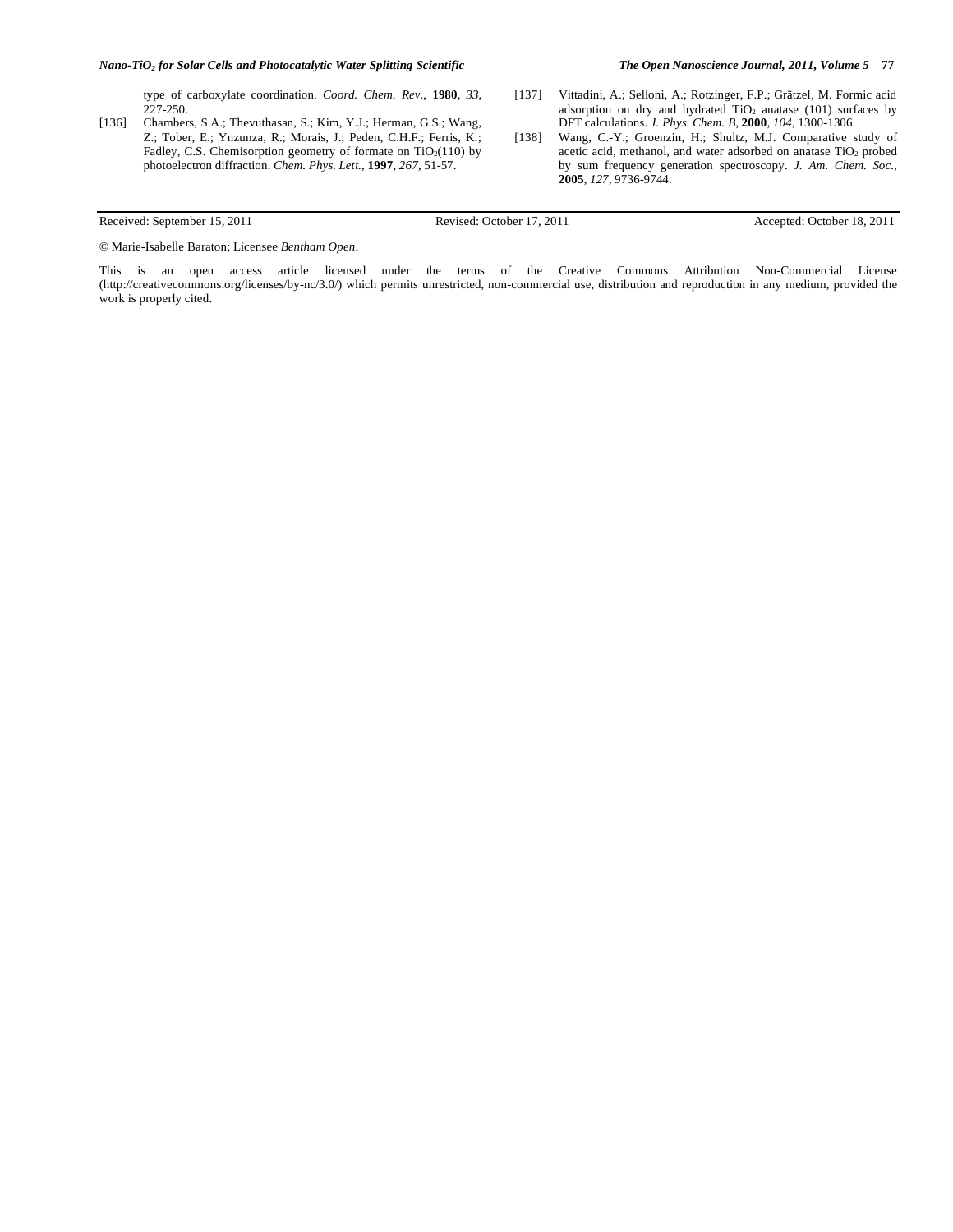type of carboxylate coordination. *Coord. Chem. Rev.*, **1980**, *33*, 227-250.

[136] Chambers, S.A.; Thevuthasan, S.; Kim, Y.J.; Herman, G.S.; Wang, Z.; Tober, E.; Ynzunza, R.; Morais, J.; Peden, C.H.F.; Ferris, K.; Fadley, C.S. Chemisorption geometry of formate on $TiO_2$(110) by photoelectron diffraction. *Chem. Phys. Lett.*, **1997**, *267*, 51-57.

[137] Vittadini, A.; Selloni, A.; Rotzinger, F.P.; Grätzel, M. Formic acid adsorption on dry and hydrated $TiO_2$ anatase (101) surfaces by DFT calculations. *J. Phys. Chem. B*, **2000**, *104*, 1300-1306.

[138] Wang, C.-Y.; Groenzin, H.; Shultz, M.J. Comparative study of acetic acid, methanol, and water adsorbed on anatase $TiO_2$ probed by sum frequency generation spectroscopy. *J. Am. Chem. Soc.*, **2005**, *127*, 9736-9744.

Received: September 15, 2011  Revised: October 17, 2011  Accepted: October 18, 2011

© Marie-Isabelle Baraton; Licensee *Bentham Open*.

This is an open access article licensed under the terms of the Creative Commons Attribution Non-Commercial License (http://creativecommons.org/licenses/by-nc/3.0/) which permits unrestricted, non-commercial use, distribution and reproduction in any medium, provided the work is properly cited.